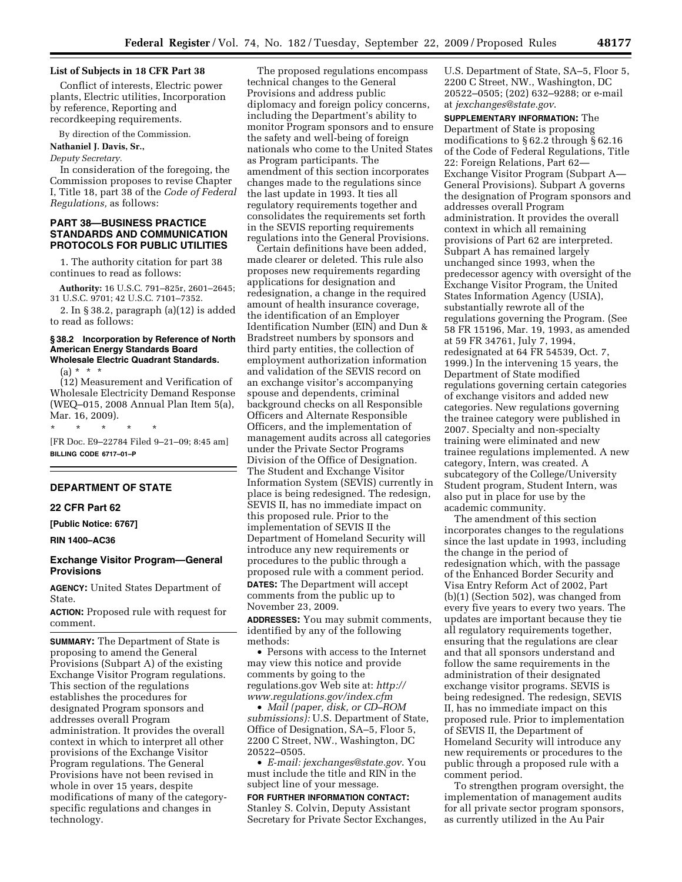**List of Subjects in 18 CFR Part 38**

Conflict of interests, Electric power plants, Electric utilities, Incorporation by reference, Reporting and recordkeeping requirements.

By direction of the Commission.

**Nathaniel J. Davis, Sr.,**

*Deputy Secretary.*

In consideration of the foregoing, the Commission proposes to revise Chapter I, Title 18, part 38 of the *Code of Federal Regulations,* as follows:

## PART 38—BUSINESS PRACTICE STANDARDS AND COMMUNICATION PROTOCOLS FOR PUBLIC UTILITIES

1. The authority citation for part 38 continues to read as follows:

**Authority:** 16 U.S.C. 791–825r, 2601–2645; 31 U.S.C. 9701; 42 U.S.C. 7101–7352.

2. In § 38.2, paragraph (a)(12) is added to read as follows:

### § 38.2 Incorporation by Reference of North American Energy Standards Board Wholesale Electric Quadrant Standards.

(a) * * *

(12) Measurement and Verification of Wholesale Electricity Demand Response (WEQ–015, 2008 Annual Plan Item 5(a), Mar. 16, 2009).

\* \* \* \* \*

[FR Doc. E9–22784 Filed 9–21–09; 8:45 am]

**BILLING CODE 6717–01–P**

---

## DEPARTMENT OF STATE

### 22 CFR Part 62

**[Public Notice: 6767]**

**RIN 1400–AC36**

### Exchange Visitor Program—General Provisions

**AGENCY:** United States Department of State.

**ACTION:** Proposed rule with request for comment.

**SUMMARY:** The Department of State is proposing to amend the General Provisions (Subpart A) of the existing Exchange Visitor Program regulations. This section of the regulations establishes the procedures for designated Program sponsors and addresses overall Program administration. It provides the overall context in which to interpret all other provisions of the Exchange Visitor Program regulations. The General Provisions have not been revised in whole in over 15 years, despite modifications of many of the category-specific regulations and changes in technology.

The proposed regulations encompass technical changes to the General Provisions and address public diplomacy and foreign policy concerns, including the Department's ability to monitor Program sponsors and to ensure the safety and well-being of foreign nationals who come to the United States as Program participants. The amendment of this section incorporates changes made to the regulations since the last update in 1993. It ties all regulatory requirements together and consolidates the requirements set forth in the SEVIS reporting requirements regulations into the General Provisions.

Certain definitions have been added, made clearer or deleted. This rule also proposes new requirements regarding applications for designation and redesignation, a change in the required amount of health insurance coverage, the identification of an Employer Identification Number (EIN) and Dun & Bradstreet numbers by sponsors and third party entities, the collection of employment authorization information and validation of the SEVIS record on an exchange visitor's accompanying spouse and dependents, criminal background checks on all Responsible Officers and Alternate Responsible Officers, and the implementation of management audits across all categories under the Private Sector Programs Division of the Office of Designation. The Student and Exchange Visitor Information System (SEVIS) currently in place is being redesigned. The redesign, SEVIS II, has no immediate impact on this proposed rule. Prior to the implementation of SEVIS II the Department of Homeland Security will introduce any new requirements or procedures to the public through a proposed rule with a comment period.

**DATES:** The Department will accept comments from the public up to November 23, 2009.

**ADDRESSES:** You may submit comments, identified by any of the following methods:

- Persons with access to the Internet may view this notice and provide comments by going to the regulations.gov Web site at: *http://www.regulations.gov/index.cfm*
- *Mail (paper, disk, or CD–ROM submissions):* U.S. Department of State, Office of Designation, SA–5, Floor 5, 2200 C Street, NW., Washington, DC 20522–0505.
- *E-mail: jexchanges@state.gov*. You must include the title and RIN in the subject line of your message.

**FOR FURTHER INFORMATION CONTACT:** Stanley S. Colvin, Deputy Assistant Secretary for Private Sector Exchanges, U.S. Department of State, SA–5, Floor 5, 2200 C Street, NW., Washington, DC 20522–0505; (202) 632–9288; or e-mail at *jexchanges@state.gov*.

**SUPPLEMENTARY INFORMATION:** The Department of State is proposing modifications to § 62.2 through § 62.16 of the Code of Federal Regulations, Title 22: Foreign Relations, Part 62—Exchange Visitor Program (Subpart A—General Provisions). Subpart A governs the designation of Program sponsors and addresses overall Program administration. It provides the overall context in which all remaining provisions of Part 62 are interpreted. Subpart A has remained largely unchanged since 1993, when the predecessor agency with oversight of the Exchange Visitor Program, the United States Information Agency (USIA), substantially rewrote all of the regulations governing the Program. (See 58 FR 15196, Mar. 19, 1993, as amended at 59 FR 34761, July 7, 1994, redesignated at 64 FR 54539, Oct. 7, 1999.) In the intervening 15 years, the Department of State modified regulations governing certain categories of exchange visitors and added new categories. New regulations governing the trainee category were published in 2007. Specialty and non-specialty training were eliminated and new trainee regulations implemented. A new category, Intern, was created. A subcategory of the College/University Student program, Student Intern, was also put in place for use by the academic community.

The amendment of this section incorporates changes to the regulations since the last update in 1993, including the change in the period of redesignation which, with the passage of the Enhanced Border Security and Visa Entry Reform Act of 2002, Part (b)(1) (Section 502), was changed from every five years to every two years. The updates are important because they tie all regulatory requirements together, ensuring that the regulations are clear and that all sponsors understand and follow the same requirements in the administration of their designated exchange visitor programs. SEVIS is being redesigned. The redesign, SEVIS II, has no immediate impact on this proposed rule. Prior to implementation of SEVIS II, the Department of Homeland Security will introduce any new requirements or procedures to the public through a proposed rule with a comment period.

To strengthen program oversight, the implementation of management audits for all private sector program sponsors, as currently utilized in the Au Pair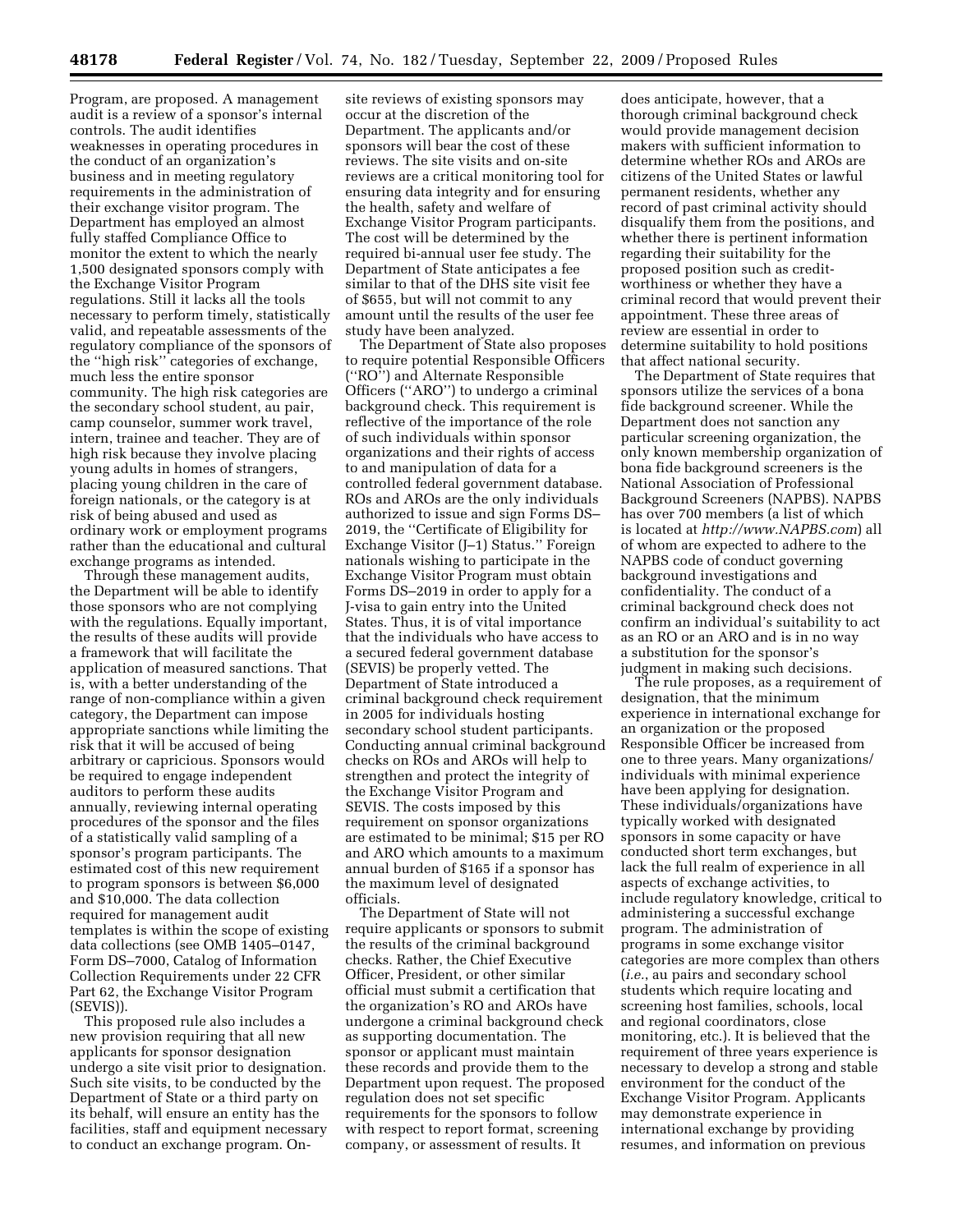Program, are proposed. A management audit is a review of a sponsor's internal controls. The audit identifies weaknesses in operating procedures in the conduct of an organization's business and in meeting regulatory requirements in the administration of their exchange visitor program. The Department has employed an almost fully staffed Compliance Office to monitor the extent to which the nearly 1,500 designated sponsors comply with the Exchange Visitor Program regulations. Still it lacks all the tools necessary to perform timely, statistically valid, and repeatable assessments of the regulatory compliance of the sponsors of the "high risk" categories of exchange, much less the entire sponsor community. The high risk categories are the secondary school student, au pair, camp counselor, summer work travel, intern, trainee and teacher. They are of high risk because they involve placing young adults in homes of strangers, placing young children in the care of foreign nationals, or the category is at risk of being abused and used as ordinary work or employment programs rather than the educational and cultural exchange programs as intended.

Through these management audits, the Department will be able to identify those sponsors who are not complying with the regulations. Equally important, the results of these audits will provide a framework that will facilitate the application of measured sanctions. That is, with a better understanding of the range of non-compliance within a given category, the Department can impose appropriate sanctions while limiting the risk that it will be accused of being arbitrary or capricious. Sponsors would be required to engage independent auditors to perform these audits annually, reviewing internal operating procedures of the sponsor and the files of a statistically valid sampling of a sponsor's program participants. The estimated cost of this new requirement to program sponsors is between $6,000 and $10,000. The data collection required for management audit templates is within the scope of existing data collections (see OMB 1405–0147, Form DS–7000, Catalog of Information Collection Requirements under 22 CFR Part 62, the Exchange Visitor Program (SEVIS)).

This proposed rule also includes a new provision requiring that all new applicants for sponsor designation undergo a site visit prior to designation. Such site visits, to be conducted by the Department of State or a third party on its behalf, will ensure an entity has the facilities, staff and equipment necessary to conduct an exchange program. On-site reviews of existing sponsors may occur at the discretion of the Department. The applicants and/or sponsors will bear the cost of these reviews. The site visits and on-site reviews are a critical monitoring tool for ensuring data integrity and for ensuring the health, safety and welfare of Exchange Visitor Program participants. The cost will be determined by the required bi-annual user fee study. The Department of State anticipates a fee similar to that of the DHS site visit fee of $655, but will not commit to any amount until the results of the user fee study have been analyzed.

The Department of State also proposes to require potential Responsible Officers ("RO") and Alternate Responsible Officers ("ARO") to undergo a criminal background check. This requirement is reflective of the importance of the role of such individuals within sponsor organizations and their rights of access to and manipulation of data for a controlled federal government database. ROs and AROs are the only individuals authorized to issue and sign Forms DS–2019, the "Certificate of Eligibility for Exchange Visitor (J–1) Status." Foreign nationals wishing to participate in the Exchange Visitor Program must obtain Forms DS–2019 in order to apply for a J-visa to gain entry into the United States. Thus, it is of vital importance that the individuals who have access to a secured federal government database (SEVIS) be properly vetted. The Department of State introduced a criminal background check requirement in 2005 for individuals hosting secondary school student participants. Conducting annual criminal background checks on ROs and AROs will help to strengthen and protect the integrity of the Exchange Visitor Program and SEVIS. The costs imposed by this requirement on sponsor organizations are estimated to be minimal; $15 per RO and ARO which amounts to a maximum annual burden of $165 if a sponsor has the maximum level of designated officials.

The Department of State will not require applicants or sponsors to submit the results of the criminal background checks. Rather, the Chief Executive Officer, President, or other similar official must submit a certification that the organization's RO and AROs have undergone a criminal background check as supporting documentation. The sponsor or applicant must maintain these records and provide them to the Department upon request. The proposed regulation does not set specific requirements for the sponsors to follow with respect to report format, screening company, or assessment of results. It does anticipate, however, that a thorough criminal background check would provide management decision makers with sufficient information to determine whether ROs and AROs are citizens of the United States or lawful permanent residents, whether any record of past criminal activity should disqualify them from the positions, and whether there is pertinent information regarding their suitability for the proposed position such as credit-worthiness or whether they have a criminal record that would prevent their appointment. These three areas of review are essential in order to determine suitability to hold positions that affect national security.

The Department of State requires that sponsors utilize the services of a bona fide background screener. While the Department does not sanction any particular screening organization, the only known membership organization of bona fide background screeners is the National Association of Professional Background Screeners (NAPBS). NAPBS has over 700 members (a list of which is located at *http://www.NAPBS.com*) all of whom are expected to adhere to the NAPBS code of conduct governing background investigations and confidentiality. The conduct of a criminal background check does not confirm an individual's suitability to act as an RO or an ARO and is in no way a substitution for the sponsor's judgment in making such decisions.

The rule proposes, as a requirement of designation, that the minimum experience in international exchange for an organization or the proposed Responsible Officer be increased from one to three years. Many organizations/individuals with minimal experience have been applying for designation. These individuals/organizations have typically worked with designated sponsors in some capacity or have conducted short term exchanges, but lack the full realm of experience in all aspects of exchange activities, to include regulatory knowledge, critical to administering a successful exchange program. The administration of programs in some exchange visitor categories are more complex than others (*i.e.*, au pairs and secondary school students which require locating and screening host families, schools, local and regional coordinators, close monitoring, etc.). It is believed that the requirement of three years experience is necessary to develop a strong and stable environment for the conduct of the Exchange Visitor Program. Applicants may demonstrate experience in international exchange by providing resumes, and information on previous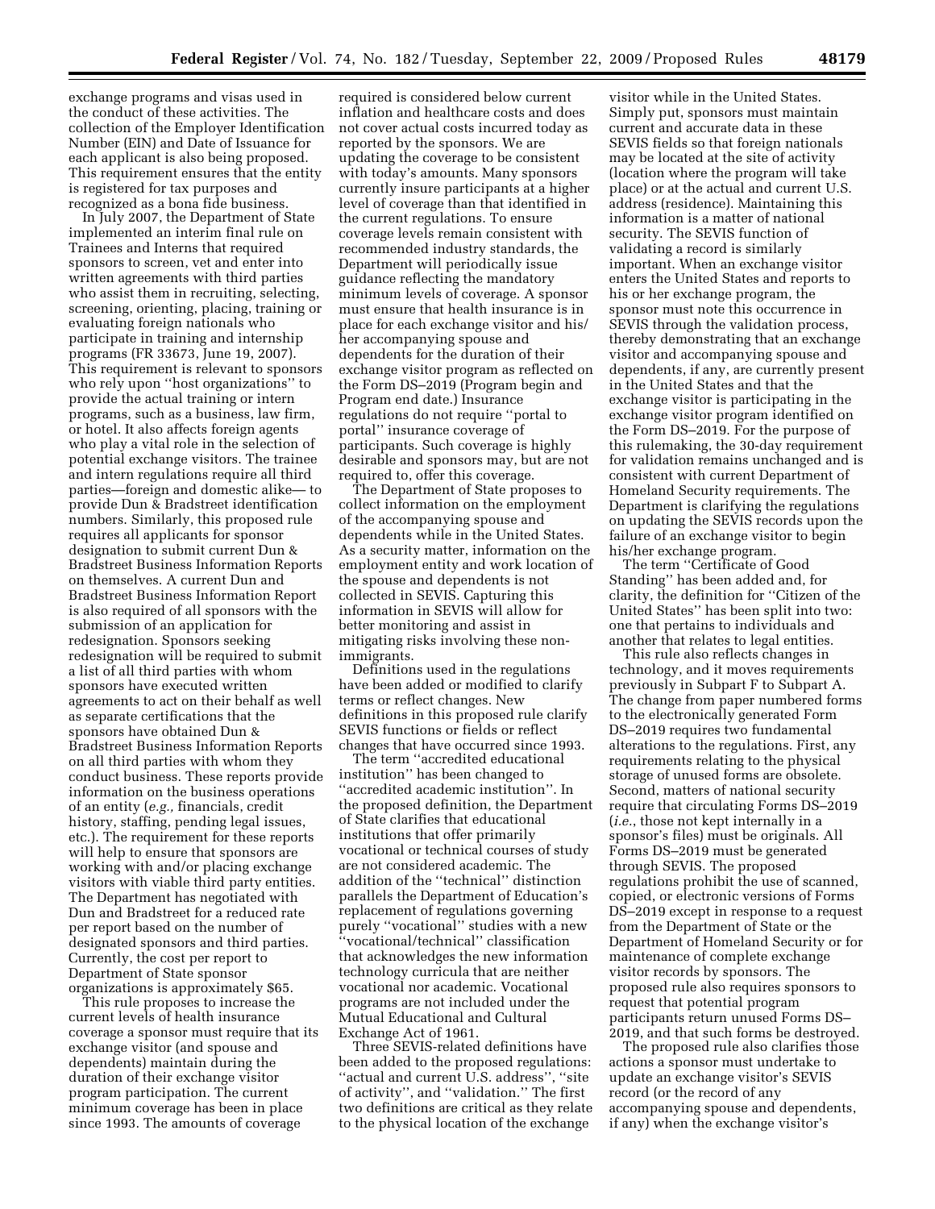exchange programs and visas used in the conduct of these activities. The collection of the Employer Identification Number (EIN) and Date of Issuance for each applicant is also being proposed. This requirement ensures that the entity is registered for tax purposes and recognized as a bona fide business.

In July 2007, the Department of State implemented an interim final rule on Trainees and Interns that required sponsors to screen, vet and enter into written agreements with third parties who assist them in recruiting, selecting, screening, orienting, placing, training or evaluating foreign nationals who participate in training and internship programs (FR 33673, June 19, 2007). This requirement is relevant to sponsors who rely upon ''host organizations'' to provide the actual training or intern programs, such as a business, law firm, or hotel. It also affects foreign agents who play a vital role in the selection of potential exchange visitors. The trainee and intern regulations require all third parties—foreign and domestic alike— to provide Dun & Bradstreet identification numbers. Similarly, this proposed rule requires all applicants for sponsor designation to submit current Dun & Bradstreet Business Information Reports on themselves. A current Dun and Bradstreet Business Information Report is also required of all sponsors with the submission of an application for redesignation. Sponsors seeking redesignation will be required to submit a list of all third parties with whom sponsors have executed written agreements to act on their behalf as well as separate certifications that the sponsors have obtained Dun & Bradstreet Business Information Reports on all third parties with whom they conduct business. These reports provide information on the business operations of an entity (*e.g.,* financials, credit history, staffing, pending legal issues, etc.). The requirement for these reports will help to ensure that sponsors are working with and/or placing exchange visitors with viable third party entities. The Department has negotiated with Dun and Bradstreet for a reduced rate per report based on the number of designated sponsors and third parties. Currently, the cost per report to Department of State sponsor organizations is approximately $65.

This rule proposes to increase the current levels of health insurance coverage a sponsor must require that its exchange visitor (and spouse and dependents) maintain during the duration of their exchange visitor program participation. The current minimum coverage has been in place since 1993. The amounts of coverage required is considered below current inflation and healthcare costs and does not cover actual costs incurred today as reported by the sponsors. We are updating the coverage to be consistent with today's amounts. Many sponsors currently insure participants at a higher level of coverage than that identified in the current regulations. To ensure coverage levels remain consistent with recommended industry standards, the Department will periodically issue guidance reflecting the mandatory minimum levels of coverage. A sponsor must ensure that health insurance is in place for each exchange visitor and his/her accompanying spouse and dependents for the duration of their exchange visitor program as reflected on the Form DS–2019 (Program begin and Program end date.) Insurance regulations do not require ''portal to portal'' insurance coverage of participants. Such coverage is highly desirable and sponsors may, but are not required to, offer this coverage.

The Department of State proposes to collect information on the employment of the accompanying spouse and dependents while in the United States. As a security matter, information on the employment entity and work location of the spouse and dependents is not collected in SEVIS. Capturing this information in SEVIS will allow for better monitoring and assist in mitigating risks involving these non-immigrants.

Definitions used in the regulations have been added or modified to clarify terms or reflect changes. New definitions in this proposed rule clarify SEVIS functions or fields or reflect changes that have occurred since 1993.

The term ''accredited educational institution'' has been changed to ''accredited academic institution''. In the proposed definition, the Department of State clarifies that educational institutions that offer primarily vocational or technical courses of study are not considered academic. The addition of the ''technical'' distinction parallels the Department of Education's replacement of regulations governing purely ''vocational'' studies with a new ''vocational/technical'' classification that acknowledges the new information technology curricula that are neither vocational nor academic. Vocational programs are not included under the Mutual Educational and Cultural Exchange Act of 1961.

Three SEVIS-related definitions have been added to the proposed regulations: ''actual and current U.S. address'', ''site of activity'', and ''validation.'' The first two definitions are critical as they relate to the physical location of the exchange visitor while in the United States. Simply put, sponsors must maintain current and accurate data in these SEVIS fields so that foreign nationals may be located at the site of activity (location where the program will take place) or at the actual and current U.S. address (residence). Maintaining this information is a matter of national security. The SEVIS function of validating a record is similarly important. When an exchange visitor enters the United States and reports to his or her exchange program, the sponsor must note this occurrence in SEVIS through the validation process, thereby demonstrating that an exchange visitor and accompanying spouse and dependents, if any, are currently present in the United States and that the exchange visitor is participating in the exchange visitor program identified on the Form DS–2019. For the purpose of this rulemaking, the 30-day requirement for validation remains unchanged and is consistent with current Department of Homeland Security requirements. The Department is clarifying the regulations on updating the SEVIS records upon the failure of an exchange visitor to begin his/her exchange program.

The term ''Certificate of Good Standing'' has been added and, for clarity, the definition for ''Citizen of the United States'' has been split into two: one that pertains to individuals and another that relates to legal entities.

This rule also reflects changes in technology, and it moves requirements previously in Subpart F to Subpart A. The change from paper numbered forms to the electronically generated Form DS–2019 requires two fundamental alterations to the regulations. First, any requirements relating to the physical storage of unused forms are obsolete. Second, matters of national security require that circulating Forms DS–2019 (*i.e.*, those not kept internally in a sponsor's files) must be originals. All Forms DS–2019 must be generated through SEVIS. The proposed regulations prohibit the use of scanned, copied, or electronic versions of Forms DS–2019 except in response to a request from the Department of State or the Department of Homeland Security or for maintenance of complete exchange visitor records by sponsors. The proposed rule also requires sponsors to request that potential program participants return unused Forms DS–2019, and that such forms be destroyed.

The proposed rule also clarifies those actions a sponsor must undertake to update an exchange visitor's SEVIS record (or the record of any accompanying spouse and dependents, if any) when the exchange visitor's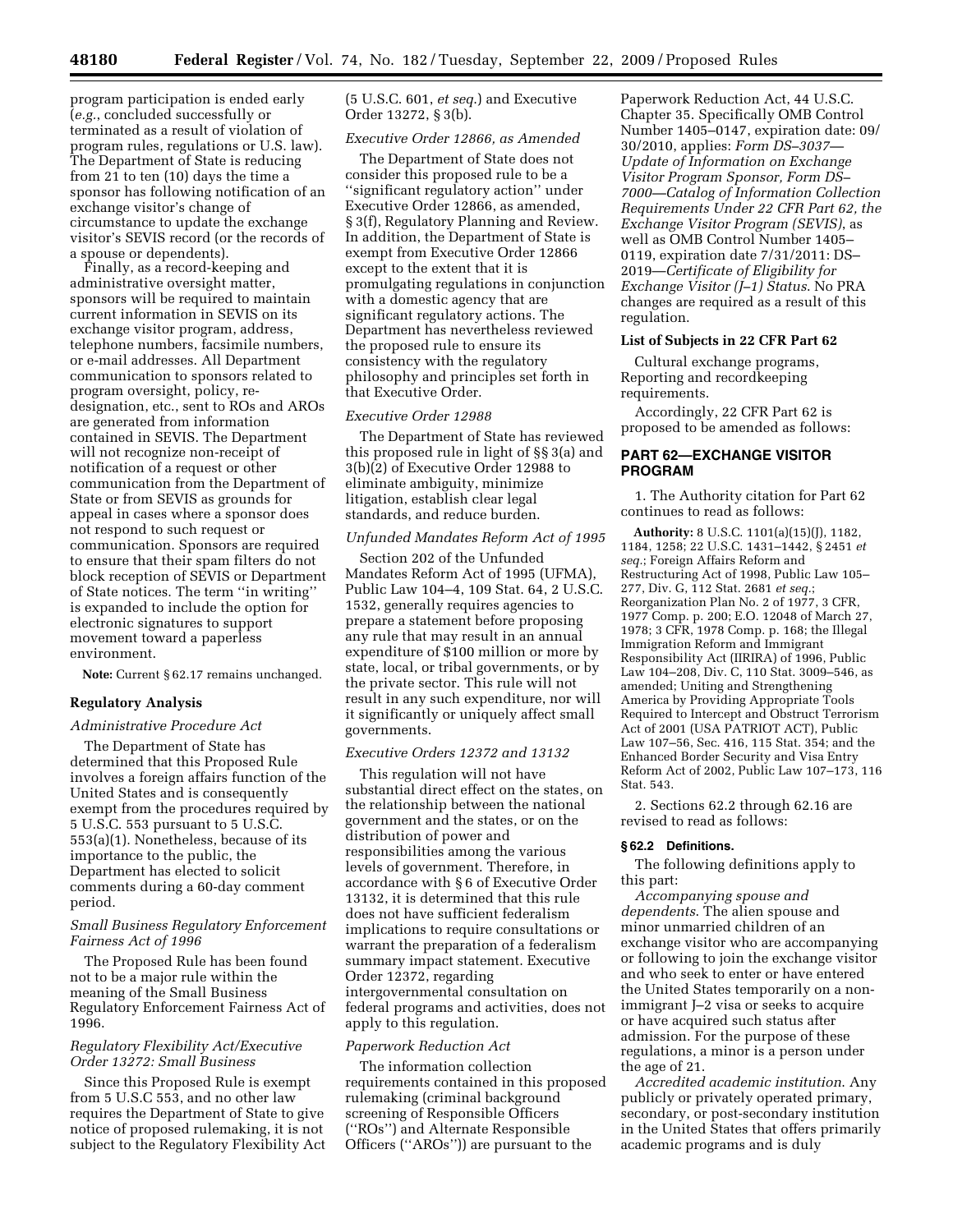program participation is ended early (*e.g.*, concluded successfully or terminated as a result of violation of program rules, regulations or U.S. law). The Department of State is reducing from 21 to ten (10) days the time a sponsor has following notification of an exchange visitor's change of circumstance to update the exchange visitor's SEVIS record (or the records of a spouse or dependents).

Finally, as a record-keeping and administrative oversight matter, sponsors will be required to maintain current information in SEVIS on its exchange visitor program, address, telephone numbers, facsimile numbers, or e-mail addresses. All Department communication to sponsors related to program oversight, policy, re-designation, etc., sent to ROs and AROs are generated from information contained in SEVIS. The Department will not recognize non-receipt of notification of a request or other communication from the Department of State or from SEVIS as grounds for appeal in cases where a sponsor does not respond to such request or communication. Sponsors are required to ensure that their spam filters do not block reception of SEVIS or Department of State notices. The term ''in writing'' is expanded to include the option for electronic signatures to support movement toward a paperless environment.

**Note:** Current § 62.17 remains unchanged.

## Regulatory Analysis

### *Administrative Procedure Act*

The Department of State has determined that this Proposed Rule involves a foreign affairs function of the United States and is consequently exempt from the procedures required by 5 U.S.C. 553 pursuant to 5 U.S.C. 553(a)(1). Nonetheless, because of its importance to the public, the Department has elected to solicit comments during a 60-day comment period.

### *Small Business Regulatory Enforcement Fairness Act of 1996*

The Proposed Rule has been found not to be a major rule within the meaning of the Small Business Regulatory Enforcement Fairness Act of 1996.

### *Regulatory Flexibility Act/Executive Order 13272: Small Business*

Since this Proposed Rule is exempt from 5 U.S.C 553, and no other law requires the Department of State to give notice of proposed rulemaking, it is not subject to the Regulatory Flexibility Act (5 U.S.C. 601, *et seq.*) and Executive Order 13272, § 3(b).

### *Executive Order 12866, as Amended*

The Department of State does not consider this proposed rule to be a ''significant regulatory action'' under Executive Order 12866, as amended, § 3(f), Regulatory Planning and Review. In addition, the Department of State is exempt from Executive Order 12866 except to the extent that it is promulgating regulations in conjunction with a domestic agency that are significant regulatory actions. The Department has nevertheless reviewed the proposed rule to ensure its consistency with the regulatory philosophy and principles set forth in that Executive Order.

### *Executive Order 12988*

The Department of State has reviewed this proposed rule in light of §§ 3(a) and 3(b)(2) of Executive Order 12988 to eliminate ambiguity, minimize litigation, establish clear legal standards, and reduce burden.

### *Unfunded Mandates Reform Act of 1995*

Section 202 of the Unfunded Mandates Reform Act of 1995 (UFMA), Public Law 104–4, 109 Stat. 64, 2 U.S.C. 1532, generally requires agencies to prepare a statement before proposing any rule that may result in an annual expenditure of $100 million or more by state, local, or tribal governments, or by the private sector. This rule will not result in any such expenditure, nor will it significantly or uniquely affect small governments.

### *Executive Orders 12372 and 13132*

This regulation will not have substantial direct effect on the states, on the relationship between the national government and the states, or on the distribution of power and responsibilities among the various levels of government. Therefore, in accordance with § 6 of Executive Order 13132, it is determined that this rule does not have sufficient federalism implications to require consultations or warrant the preparation of a federalism summary impact statement. Executive Order 12372, regarding intergovernmental consultation on federal programs and activities, does not apply to this regulation.

### *Paperwork Reduction Act*

The information collection requirements contained in this proposed rulemaking (criminal background screening of Responsible Officers (''ROs'') and Alternate Responsible Officers (''AROs'')) are pursuant to the Paperwork Reduction Act, 44 U.S.C. Chapter 35. Specifically OMB Control Number 1405–0147, expiration date: 09/30/2010, applies: *Form DS–3037—Update of Information on Exchange Visitor Program Sponsor, Form DS–7000—Catalog of Information Collection Requirements Under 22 CFR Part 62, the Exchange Visitor Program (SEVIS)*, as well as OMB Control Number 1405–0119, expiration date 7/31/2011: DS–2019—*Certificate of Eligibility for Exchange Visitor (J–1) Status*. No PRA changes are required as a result of this regulation.

### List of Subjects in 22 CFR Part 62

Cultural exchange programs, Reporting and recordkeeping requirements.

Accordingly, 22 CFR Part 62 is proposed to be amended as follows:

## PART 62—EXCHANGE VISITOR PROGRAM

1. The Authority citation for Part 62 continues to read as follows:

**Authority:** 8 U.S.C. 1101(a)(15)(J), 1182, 1184, 1258; 22 U.S.C. 1431–1442, § 2451 *et seq.*; Foreign Affairs Reform and Restructuring Act of 1998, Public Law 105–277, Div. G, 112 Stat. 2681 *et seq.*; Reorganization Plan No. 2 of 1977, 3 CFR, 1977 Comp. p. 200; E.O. 12048 of March 27, 1978; 3 CFR, 1978 Comp. p. 168; the Illegal Immigration Reform and Immigrant Responsibility Act (IIRIRA) of 1996, Public Law 104–208, Div. C, 110 Stat. 3009–546, as amended; Uniting and Strengthening America by Providing Appropriate Tools Required to Intercept and Obstruct Terrorism Act of 2001 (USA PATRIOT ACT), Public Law 107–56, Sec. 416, 115 Stat. 354; and the Enhanced Border Security and Visa Entry Reform Act of 2002, Public Law 107–173, 116 Stat. 543.

2. Sections 62.2 through 62.16 are revised to read as follows:

### § 62.2 Definitions.

The following definitions apply to this part:

*Accompanying spouse and dependents*. The alien spouse and minor unmarried children of an exchange visitor who are accompanying or following to join the exchange visitor and who seek to enter or have entered the United States temporarily on a non-immigrant J–2 visa or seeks to acquire or have acquired such status after admission. For the purpose of these regulations, a minor is a person under the age of 21.

*Accredited academic institution*. Any publicly or privately operated primary, secondary, or post-secondary institution in the United States that offers primarily academic programs and is duly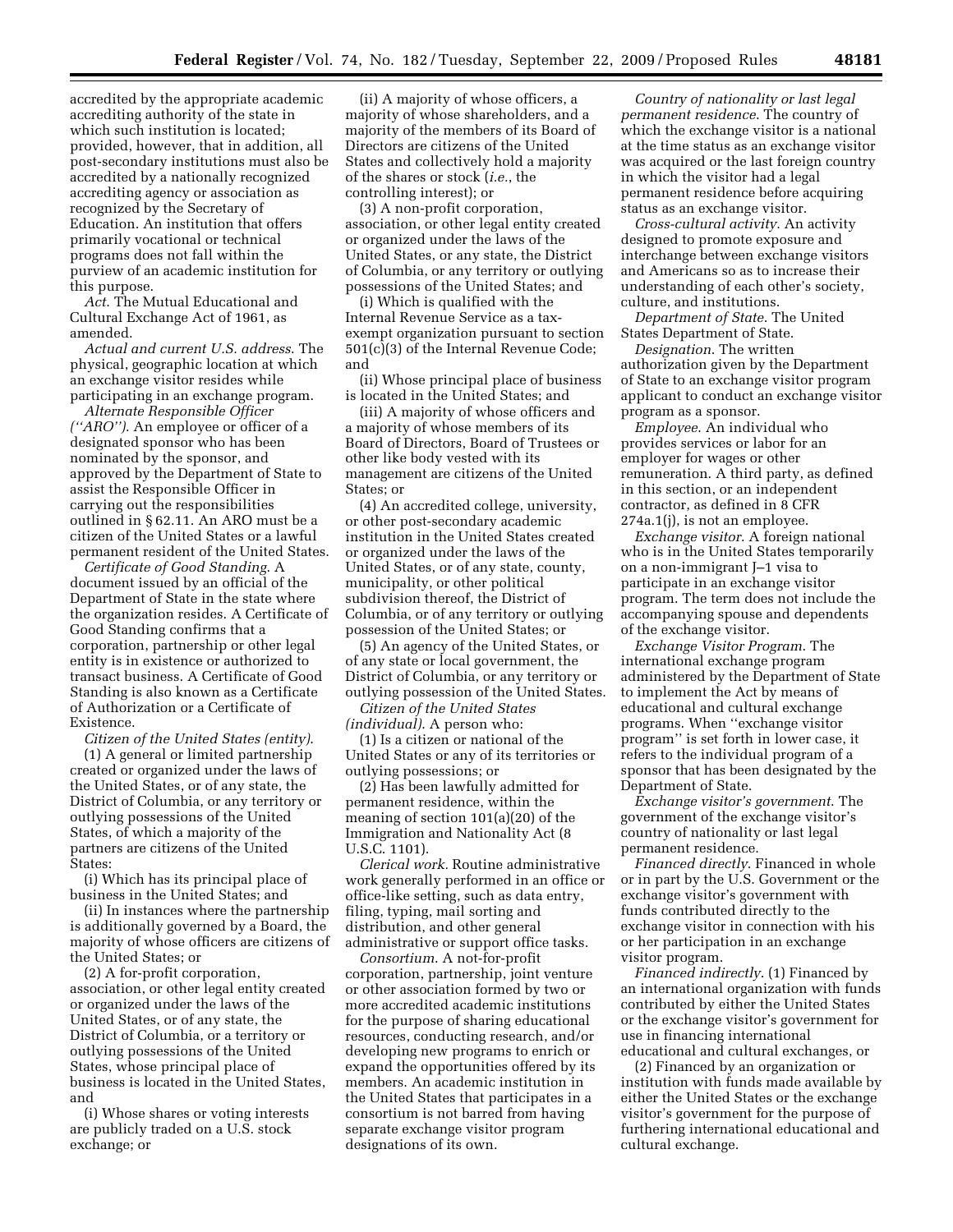accredited by the appropriate academic accrediting authority of the state in which such institution is located; provided, however, that in addition, all post-secondary institutions must also be accredited by a nationally recognized accrediting agency or association as recognized by the Secretary of Education. An institution that offers primarily vocational or technical programs does not fall within the purview of an academic institution for this purpose.

*Act*. The Mutual Educational and Cultural Exchange Act of 1961, as amended.

*Actual and current U.S. address*. The physical, geographic location at which an exchange visitor resides while participating in an exchange program.

*Alternate Responsible Officer (''ARO'')*. An employee or officer of a designated sponsor who has been nominated by the sponsor, and approved by the Department of State to assist the Responsible Officer in carrying out the responsibilities outlined in § 62.11. An ARO must be a citizen of the United States or a lawful permanent resident of the United States.

*Certificate of Good Standing*. A document issued by an official of the Department of State in the state where the organization resides. A Certificate of Good Standing confirms that a corporation, partnership or other legal entity is in existence or authorized to transact business. A Certificate of Good Standing is also known as a Certificate of Authorization or a Certificate of Existence.

*Citizen of the United States (entity)*.

(1) A general or limited partnership created or organized under the laws of the United States, or of any state, the District of Columbia, or any territory or outlying possessions of the United States, of which a majority of the partners are citizens of the United States:

(i) Which has its principal place of business in the United States; and

(ii) In instances where the partnership is additionally governed by a Board, the majority of whose officers are citizens of the United States; or

(2) A for-profit corporation, association, or other legal entity created or organized under the laws of the United States, or of any state, the District of Columbia, or a territory or outlying possessions of the United States, whose principal place of business is located in the United States, and

(i) Whose shares or voting interests are publicly traded on a U.S. stock exchange; or

(ii) A majority of whose officers, a majority of whose shareholders, and a majority of the members of its Board of Directors are citizens of the United States and collectively hold a majority of the shares or stock (*i.e.*, the controlling interest); or

(3) A non-profit corporation, association, or other legal entity created or organized under the laws of the United States, or any state, the District of Columbia, or any territory or outlying possessions of the United States; and

(i) Which is qualified with the Internal Revenue Service as a tax-exempt organization pursuant to section 501(c)(3) of the Internal Revenue Code; and

(ii) Whose principal place of business is located in the United States; and

(iii) A majority of whose officers and a majority of whose members of its Board of Directors, Board of Trustees or other like body vested with its management are citizens of the United States; or

(4) An accredited college, university, or other post-secondary academic institution in the United States created or organized under the laws of the United States, or of any state, county, municipality, or other political subdivision thereof, the District of Columbia, or of any territory or outlying possession of the United States; or

(5) An agency of the United States, or of any state or local government, the District of Columbia, or any territory or outlying possession of the United States.

*Citizen of the United States (individual)*. A person who:

(1) Is a citizen or national of the United States or any of its territories or outlying possessions; or

(2) Has been lawfully admitted for permanent residence, within the meaning of section 101(a)(20) of the Immigration and Nationality Act (8 U.S.C. 1101).

*Clerical work*. Routine administrative work generally performed in an office or office-like setting, such as data entry, filing, typing, mail sorting and distribution, and other general administrative or support office tasks.

*Consortium*. A not-for-profit corporation, partnership, joint venture or other association formed by two or more accredited academic institutions for the purpose of sharing educational resources, conducting research, and/or developing new programs to enrich or expand the opportunities offered by its members. An academic institution in the United States that participates in a consortium is not barred from having separate exchange visitor program designations of its own.

*Country of nationality or last legal permanent residence*. The country of which the exchange visitor is a national at the time status as an exchange visitor was acquired or the last foreign country in which the visitor had a legal permanent residence before acquiring status as an exchange visitor.

*Cross-cultural activity*. An activity designed to promote exposure and interchange between exchange visitors and Americans so as to increase their understanding of each other's society, culture, and institutions.

*Department of State*. The United States Department of State.

*Designation*. The written authorization given by the Department of State to an exchange visitor program applicant to conduct an exchange visitor program as a sponsor.

*Employee*. An individual who provides services or labor for an employer for wages or other remuneration. A third party, as defined in this section, or an independent contractor, as defined in 8 CFR 274a.1(j), is not an employee.

*Exchange visitor*. A foreign national who is in the United States temporarily on a non-immigrant J–1 visa to participate in an exchange visitor program. The term does not include the accompanying spouse and dependents of the exchange visitor.

*Exchange Visitor Program*. The international exchange program administered by the Department of State to implement the Act by means of educational and cultural exchange programs. When ''exchange visitor program'' is set forth in lower case, it refers to the individual program of a sponsor that has been designated by the Department of State.

*Exchange visitor's government*. The government of the exchange visitor's country of nationality or last legal permanent residence.

*Financed directly*. Financed in whole or in part by the U.S. Government or the exchange visitor's government with funds contributed directly to the exchange visitor in connection with his or her participation in an exchange visitor program.

*Financed indirectly*. (1) Financed by an international organization with funds contributed by either the United States or the exchange visitor's government for use in financing international educational and cultural exchanges, or

(2) Financed by an organization or institution with funds made available by either the United States or the exchange visitor's government for the purpose of furthering international educational and cultural exchange.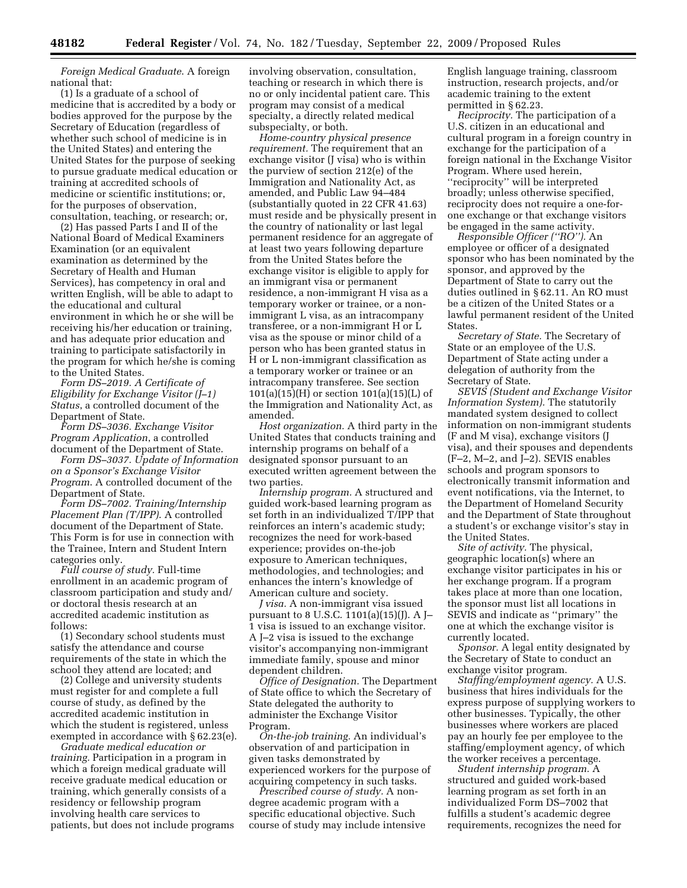*Foreign Medical Graduate.* A foreign national that:

(1) Is a graduate of a school of medicine that is accredited by a body or bodies approved for the purpose by the Secretary of Education (regardless of whether such school of medicine is in the United States) and entering the United States for the purpose of seeking to pursue graduate medical education or training at accredited schools of medicine or scientific institutions; or, for the purposes of observation, consultation, teaching, or research; or,

(2) Has passed Parts I and II of the National Board of Medical Examiners Examination (or an equivalent examination as determined by the Secretary of Health and Human Services), has competency in oral and written English, will be able to adapt to the educational and cultural environment in which he or she will be receiving his/her education or training, and has adequate prior education and training to participate satisfactorily in the program for which he/she is coming to the United States.

*Form DS–2019. A Certificate of Eligibility for Exchange Visitor (J–1) Status*, a controlled document of the Department of State.

*Form DS–3036. Exchange Visitor Program Application*, a controlled document of the Department of State.

*Form DS–3037. Update of Information on a Sponsor's Exchange Visitor Program.* A controlled document of the Department of State.

*Form DS–7002. Training/Internship Placement Plan (T/IPP).* A controlled document of the Department of State. This Form is for use in connection with the Trainee, Intern and Student Intern categories only.

*Full course of study.* Full-time enrollment in an academic program of classroom participation and study and/or doctoral thesis research at an accredited academic institution as follows:

(1) Secondary school students must satisfy the attendance and course requirements of the state in which the school they attend are located; and

(2) College and university students must register for and complete a full course of study, as defined by the accredited academic institution in which the student is registered, unless exempted in accordance with § 62.23(e).

*Graduate medical education or training.* Participation in a program in which a foreign medical graduate will receive graduate medical education or training, which generally consists of a residency or fellowship program involving health care services to patients, but does not include programs involving observation, consultation, teaching or research in which there is no or only incidental patient care. This program may consist of a medical specialty, a directly related medical subspecialty, or both.

*Home-country physical presence requirement.* The requirement that an exchange visitor (J visa) who is within the purview of section 212(e) of the Immigration and Nationality Act, as amended, and Public Law 94–484 (substantially quoted in 22 CFR 41.63) must reside and be physically present in the country of nationality or last legal permanent residence for an aggregate of at least two years following departure from the United States before the exchange visitor is eligible to apply for an immigrant visa or permanent residence, a non-immigrant H visa as a temporary worker or trainee, or a non-immigrant L visa, as an intracompany transferee, or a non-immigrant H or L visa as the spouse or minor child of a person who has been granted status in H or L non-immigrant classification as a temporary worker or trainee or an intracompany transferee. See section 101(a)(15)(H) or section 101(a)(15)(L) of the Immigration and Nationality Act, as amended.

*Host organization.* A third party in the United States that conducts training and internship programs on behalf of a designated sponsor pursuant to an executed written agreement between the two parties.

*Internship program.* A structured and guided work-based learning program as set forth in an individualized T/IPP that reinforces an intern's academic study; recognizes the need for work-based experience; provides on-the-job exposure to American techniques, methodologies, and technologies; and enhances the intern's knowledge of American culture and society.

*J visa.* A non-immigrant visa issued pursuant to 8 U.S.C. 1101(a)(15)(J). A J–1 visa is issued to an exchange visitor. A J–2 visa is issued to the exchange visitor's accompanying non-immigrant immediate family, spouse and minor dependent children.

*Office of Designation.* The Department of State office to which the Secretary of State delegated the authority to administer the Exchange Visitor Program.

*On-the-job training.* An individual's observation of and participation in given tasks demonstrated by experienced workers for the purpose of acquiring competency in such tasks.

*Prescribed course of study.* A non-degree academic program with a specific educational objective. Such course of study may include intensive English language training, classroom instruction, research projects, and/or academic training to the extent permitted in § 62.23.

*Reciprocity.* The participation of a U.S. citizen in an educational and cultural program in a foreign country in exchange for the participation of a foreign national in the Exchange Visitor Program. Where used herein, ''reciprocity'' will be interpreted broadly; unless otherwise specified, reciprocity does not require a one-for-one exchange or that exchange visitors be engaged in the same activity.

*Responsible Officer (''RO'').* An employee or officer of a designated sponsor who has been nominated by the sponsor, and approved by the Department of State to carry out the duties outlined in § 62.11. An RO must be a citizen of the United States or a lawful permanent resident of the United States.

*Secretary of State.* The Secretary of State or an employee of the U.S. Department of State acting under a delegation of authority from the Secretary of State.

*SEVIS (Student and Exchange Visitor Information System).* The statutorily mandated system designed to collect information on non-immigrant students (F and M visa), exchange visitors (J visa), and their spouses and dependents (F–2, M–2, and J–2). SEVIS enables schools and program sponsors to electronically transmit information and event notifications, via the Internet, to the Department of Homeland Security and the Department of State throughout a student's or exchange visitor's stay in the United States.

*Site of activity.* The physical, geographic location(s) where an exchange visitor participates in his or her exchange program. If a program takes place at more than one location, the sponsor must list all locations in SEVIS and indicate as ''primary'' the one at which the exchange visitor is currently located.

*Sponsor.* A legal entity designated by the Secretary of State to conduct an exchange visitor program.

*Staffing/employment agency.* A U.S. business that hires individuals for the express purpose of supplying workers to other businesses. Typically, the other businesses where workers are placed pay an hourly fee per employee to the staffing/employment agency, of which the worker receives a percentage.

*Student internship program.* A structured and guided work-based learning program as set forth in an individualized Form DS–7002 that fulfills a student's academic degree requirements, recognizes the need for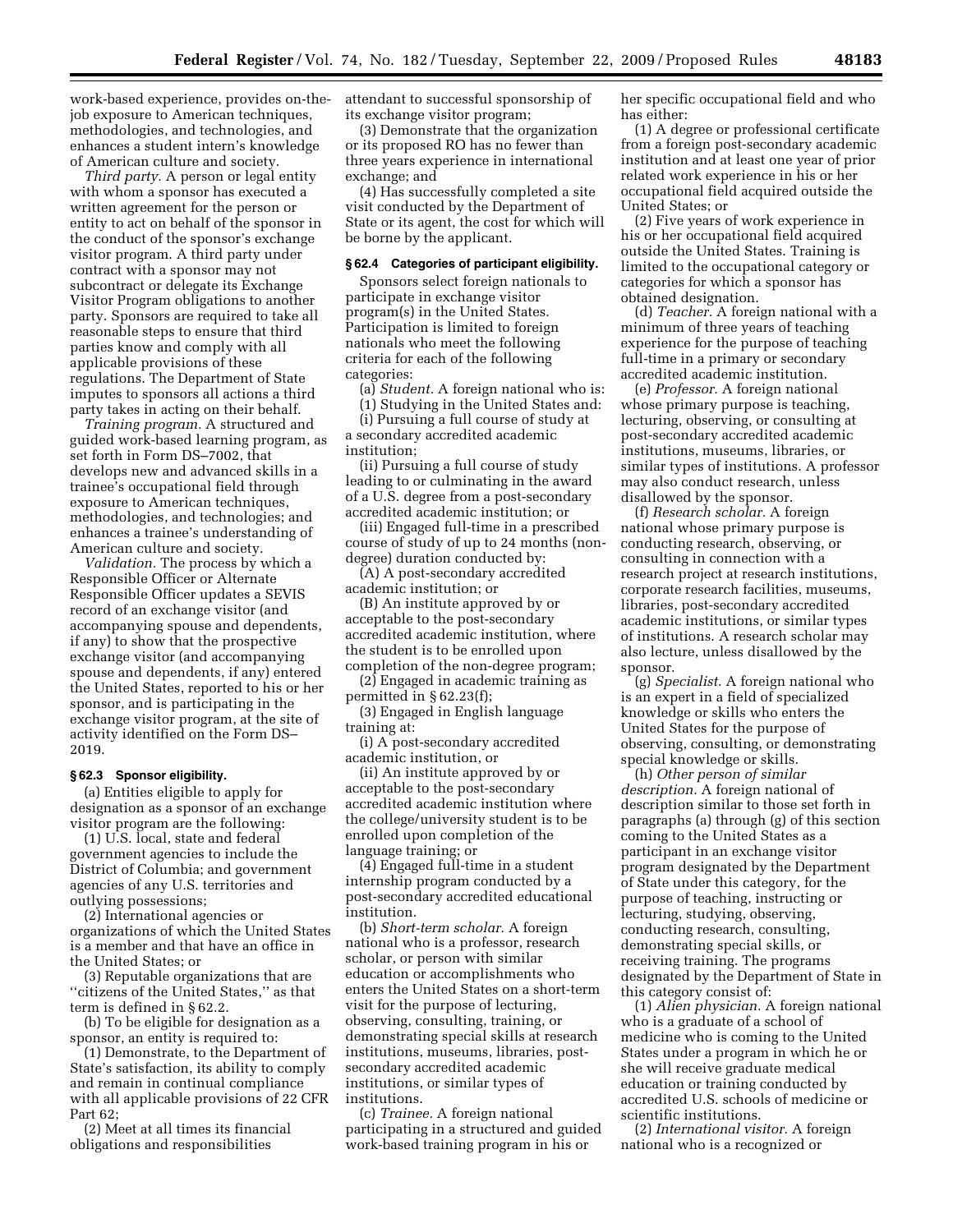work-based experience, provides on-the-job exposure to American techniques, methodologies, and technologies, and enhances a student intern's knowledge of American culture and society.

*Third party.* A person or legal entity with whom a sponsor has executed a written agreement for the person or entity to act on behalf of the sponsor in the conduct of the sponsor's exchange visitor program. A third party under contract with a sponsor may not subcontract or delegate its Exchange Visitor Program obligations to another party. Sponsors are required to take all reasonable steps to ensure that third parties know and comply with all applicable provisions of these regulations. The Department of State imputes to sponsors all actions a third party takes in acting on their behalf.

*Training program.* A structured and guided work-based learning program, as set forth in Form DS–7002, that develops new and advanced skills in a trainee's occupational field through exposure to American techniques, methodologies, and technologies; and enhances a trainee's understanding of American culture and society.

*Validation.* The process by which a Responsible Officer or Alternate Responsible Officer updates a SEVIS record of an exchange visitor (and accompanying spouse and dependents, if any) to show that the prospective exchange visitor (and accompanying spouse and dependents, if any) entered the United States, reported to his or her sponsor, and is participating in the exchange visitor program, at the site of activity identified on the Form DS–2019.

### § 62.3 Sponsor eligibility.

(a) Entities eligible to apply for designation as a sponsor of an exchange visitor program are the following:

(1) U.S. local, state and federal government agencies to include the District of Columbia; and government agencies of any U.S. territories and outlying possessions;

(2) International agencies or organizations of which the United States is a member and that have an office in the United States; or

(3) Reputable organizations that are "citizens of the United States," as that term is defined in § 62.2.

(b) To be eligible for designation as a sponsor, an entity is required to:

(1) Demonstrate, to the Department of State's satisfaction, its ability to comply and remain in continual compliance with all applicable provisions of 22 CFR Part 62;

(2) Meet at all times its financial obligations and responsibilities attendant to successful sponsorship of its exchange visitor program;

(3) Demonstrate that the organization or its proposed RO has no fewer than three years experience in international exchange; and

(4) Has successfully completed a site visit conducted by the Department of State or its agent, the cost for which will be borne by the applicant.

### § 62.4 Categories of participant eligibility.

Sponsors select foreign nationals to participate in exchange visitor program(s) in the United States. Participation is limited to foreign nationals who meet the following criteria for each of the following categories:

(a) *Student.* A foreign national who is:

(1) Studying in the United States and:

(i) Pursuing a full course of study at a secondary accredited academic institution;

(ii) Pursuing a full course of study leading to or culminating in the award of a U.S. degree from a post-secondary accredited academic institution; or

(iii) Engaged full-time in a prescribed course of study of up to 24 months (non-degree) duration conducted by:

(A) A post-secondary accredited academic institution; or

(B) An institute approved by or acceptable to the post-secondary accredited academic institution, where the student is to be enrolled upon completion of the non-degree program;

(2) Engaged in academic training as permitted in § 62.23(f);

(3) Engaged in English language training at:

(i) A post-secondary accredited academic institution, or

(ii) An institute approved by or acceptable to the post-secondary accredited academic institution where the college/university student is to be enrolled upon completion of the language training; or

(4) Engaged full-time in a student internship program conducted by a post-secondary accredited educational institution.

(b) *Short-term scholar.* A foreign national who is a professor, research scholar, or person with similar education or accomplishments who enters the United States on a short-term visit for the purpose of lecturing, observing, consulting, training, or demonstrating special skills at research institutions, museums, libraries, post-secondary accredited academic institutions, or similar types of institutions.

(c) *Trainee.* A foreign national participating in a structured and guided work-based training program in his or her specific occupational field and who has either:

(1) A degree or professional certificate from a foreign post-secondary academic institution and at least one year of prior related work experience in his or her occupational field acquired outside the United States; or

(2) Five years of work experience in his or her occupational field acquired outside the United States. Training is limited to the occupational category or categories for which a sponsor has obtained designation.

(d) *Teacher.* A foreign national with a minimum of three years of teaching experience for the purpose of teaching full-time in a primary or secondary accredited academic institution.

(e) *Professor.* A foreign national whose primary purpose is teaching, lecturing, observing, or consulting at post-secondary accredited academic institutions, museums, libraries, or similar types of institutions. A professor may also conduct research, unless disallowed by the sponsor.

(f) *Research scholar.* A foreign national whose primary purpose is conducting research, observing, or consulting in connection with a research project at research institutions, corporate research facilities, museums, libraries, post-secondary accredited academic institutions, or similar types of institutions. A research scholar may also lecture, unless disallowed by the sponsor.

(g) *Specialist.* A foreign national who is an expert in a field of specialized knowledge or skills who enters the United States for the purpose of observing, consulting, or demonstrating special knowledge or skills.

(h) *Other person of similar description.* A foreign national of description similar to those set forth in paragraphs (a) through (g) of this section coming to the United States as a participant in an exchange visitor program designated by the Department of State under this category, for the purpose of teaching, instructing or lecturing, studying, observing, conducting research, consulting, demonstrating special skills, or receiving training. The programs designated by the Department of State in this category consist of:

(1) *Alien physician.* A foreign national who is a graduate of a school of medicine who is coming to the United States under a program in which he or she will receive graduate medical education or training conducted by accredited U.S. schools of medicine or scientific institutions.

(2) *International visitor.* A foreign national who is a recognized or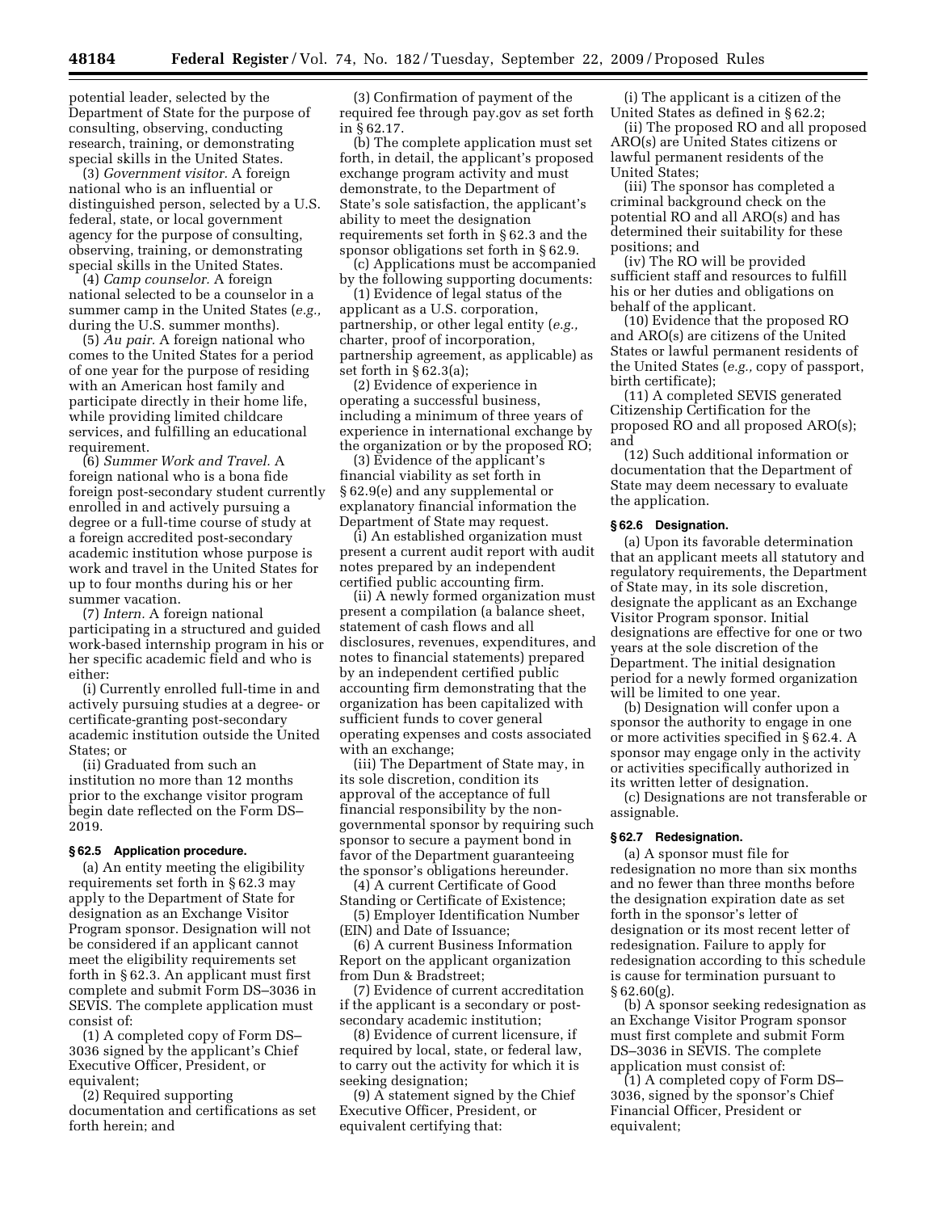potential leader, selected by the Department of State for the purpose of consulting, observing, conducting research, training, or demonstrating special skills in the United States.

(3) *Government visitor.* A foreign national who is an influential or distinguished person, selected by a U.S. federal, state, or local government agency for the purpose of consulting, observing, training, or demonstrating special skills in the United States.

(4) *Camp counselor.* A foreign national selected to be a counselor in a summer camp in the United States (*e.g.,* during the U.S. summer months).

(5) *Au pair.* A foreign national who comes to the United States for a period of one year for the purpose of residing with an American host family and participate directly in their home life, while providing limited childcare services, and fulfilling an educational requirement.

(6) *Summer Work and Travel.* A foreign national who is a bona fide foreign post-secondary student currently enrolled in and actively pursuing a degree or a full-time course of study at a foreign accredited post-secondary academic institution whose purpose is work and travel in the United States for up to four months during his or her summer vacation.

(7) *Intern.* A foreign national participating in a structured and guided work-based internship program in his or her specific academic field and who is either:

(i) Currently enrolled full-time in and actively pursuing studies at a degree- or certificate-granting post-secondary academic institution outside the United States; or

(ii) Graduated from such an institution no more than 12 months prior to the exchange visitor program begin date reflected on the Form DS–2019.

#### § 62.5 Application procedure.

(a) An entity meeting the eligibility requirements set forth in § 62.3 may apply to the Department of State for designation as an Exchange Visitor Program sponsor. Designation will not be considered if an applicant cannot meet the eligibility requirements set forth in § 62.3. An applicant must first complete and submit Form DS–3036 in SEVIS. The complete application must consist of:

(1) A completed copy of Form DS–3036 signed by the applicant's Chief Executive Officer, President, or equivalent;

(2) Required supporting documentation and certifications as set forth herein; and

(3) Confirmation of payment of the required fee through pay.gov as set forth in § 62.17.

(b) The complete application must set forth, in detail, the applicant's proposed exchange program activity and must demonstrate, to the Department of State's sole satisfaction, the applicant's ability to meet the designation requirements set forth in § 62.3 and the sponsor obligations set forth in § 62.9.

(c) Applications must be accompanied by the following supporting documents:

(1) Evidence of legal status of the applicant as a U.S. corporation, partnership, or other legal entity (*e.g.,* charter, proof of incorporation, partnership agreement, as applicable) as set forth in § 62.3(a);

(2) Evidence of experience in operating a successful business, including a minimum of three years of experience in international exchange by the organization or by the proposed RO;

(3) Evidence of the applicant's financial viability as set forth in § 62.9(e) and any supplemental or explanatory financial information the Department of State may request.

(i) An established organization must present a current audit report with audit notes prepared by an independent certified public accounting firm.

(ii) A newly formed organization must present a compilation (a balance sheet, statement of cash flows and all disclosures, revenues, expenditures, and notes to financial statements) prepared by an independent certified public accounting firm demonstrating that the organization has been capitalized with sufficient funds to cover general operating expenses and costs associated with an exchange;

(iii) The Department of State may, in its sole discretion, condition its approval of the acceptance of full financial responsibility by the non-governmental sponsor by requiring such sponsor to secure a payment bond in favor of the Department guaranteeing the sponsor's obligations hereunder.

(4) A current Certificate of Good Standing or Certificate of Existence;

(5) Employer Identification Number (EIN) and Date of Issuance;

(6) A current Business Information Report on the applicant organization from Dun & Bradstreet;

(7) Evidence of current accreditation if the applicant is a secondary or post-secondary academic institution;

(8) Evidence of current licensure, if required by local, state, or federal law, to carry out the activity for which it is seeking designation;

(9) A statement signed by the Chief Executive Officer, President, or equivalent certifying that:

(i) The applicant is a citizen of the United States as defined in § 62.2;

(ii) The proposed RO and all proposed ARO(s) are United States citizens or lawful permanent residents of the United States;

(iii) The sponsor has completed a criminal background check on the potential RO and all ARO(s) and has determined their suitability for these positions; and

(iv) The RO will be provided sufficient staff and resources to fulfill his or her duties and obligations on behalf of the applicant.

(10) Evidence that the proposed RO and ARO(s) are citizens of the United States or lawful permanent residents of the United States (*e.g.,* copy of passport, birth certificate);

(11) A completed SEVIS generated Citizenship Certification for the proposed RO and all proposed ARO(s); and

(12) Such additional information or documentation that the Department of State may deem necessary to evaluate the application.

#### § 62.6 Designation.

(a) Upon its favorable determination that an applicant meets all statutory and regulatory requirements, the Department of State may, in its sole discretion, designate the applicant as an Exchange Visitor Program sponsor. Initial designations are effective for one or two years at the sole discretion of the Department. The initial designation period for a newly formed organization will be limited to one year.

(b) Designation will confer upon a sponsor the authority to engage in one or more activities specified in § 62.4. A sponsor may engage only in the activity or activities specifically authorized in its written letter of designation.

(c) Designations are not transferable or assignable.

#### § 62.7 Redesignation.

(a) A sponsor must file for redesignation no more than six months and no fewer than three months before the designation expiration date as set forth in the sponsor's letter of designation or its most recent letter of redesignation. Failure to apply for redesignation according to this schedule is cause for termination pursuant to § 62.60(g).

(b) A sponsor seeking redesignation as an Exchange Visitor Program sponsor must first complete and submit Form DS–3036 in SEVIS. The complete application must consist of:

(1) A completed copy of Form DS–3036, signed by the sponsor's Chief Financial Officer, President or equivalent;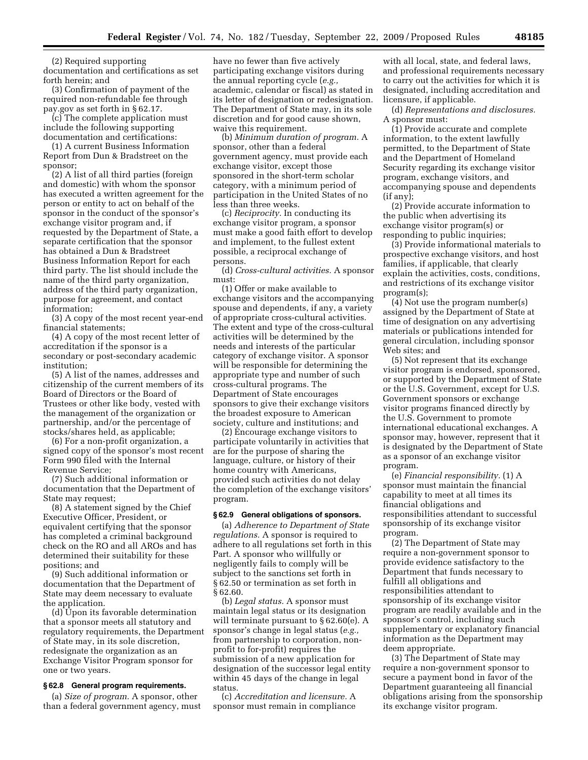(2) Required supporting documentation and certifications as set forth herein; and

(3) Confirmation of payment of the required non-refundable fee through pay.gov as set forth in § 62.17.

(c) The complete application must include the following supporting documentation and certifications:

(1) A current Business Information Report from Dun & Bradstreet on the sponsor;

(2) A list of all third parties (foreign and domestic) with whom the sponsor has executed a written agreement for the person or entity to act on behalf of the sponsor in the conduct of the sponsor's exchange visitor program and, if requested by the Department of State, a separate certification that the sponsor has obtained a Dun & Bradstreet Business Information Report for each third party. The list should include the name of the third party organization, address of the third party organization, purpose for agreement, and contact information;

(3) A copy of the most recent year-end financial statements;

(4) A copy of the most recent letter of accreditation if the sponsor is a secondary or post-secondary academic institution;

(5) A list of the names, addresses and citizenship of the current members of its Board of Directors or the Board of Trustees or other like body, vested with the management of the organization or partnership, and/or the percentage of stocks/shares held, as applicable;

(6) For a non-profit organization, a signed copy of the sponsor's most recent Form 990 filed with the Internal Revenue Service;

(7) Such additional information or documentation that the Department of State may request;

(8) A statement signed by the Chief Executive Officer, President, or equivalent certifying that the sponsor has completed a criminal background check on the RO and all AROs and has determined their suitability for these positions; and

(9) Such additional information or documentation that the Department of State may deem necessary to evaluate the application.

(d) Upon its favorable determination that a sponsor meets all statutory and regulatory requirements, the Department of State may, in its sole discretion, redesignate the organization as an Exchange Visitor Program sponsor for one or two years.

### § 62.8 General program requirements.

(a) *Size of program.* A sponsor, other than a federal government agency, must have no fewer than five actively participating exchange visitors during the annual reporting cycle (*e.g.,* academic, calendar or fiscal) as stated in its letter of designation or redesignation. The Department of State may, in its sole discretion and for good cause shown, waive this requirement.

(b) *Minimum duration of program.* A sponsor, other than a federal government agency, must provide each exchange visitor, except those sponsored in the short-term scholar category, with a minimum period of participation in the United States of no less than three weeks.

(c) *Reciprocity.* In conducting its exchange visitor program, a sponsor must make a good faith effort to develop and implement, to the fullest extent possible, a reciprocal exchange of persons.

(d) *Cross-cultural activities.* A sponsor must:

(1) Offer or make available to exchange visitors and the accompanying spouse and dependents, if any, a variety of appropriate cross-cultural activities. The extent and type of the cross-cultural activities will be determined by the needs and interests of the particular category of exchange visitor. A sponsor will be responsible for determining the appropriate type and number of such cross-cultural programs. The Department of State encourages sponsors to give their exchange visitors the broadest exposure to American society, culture and institutions; and

(2) Encourage exchange visitors to participate voluntarily in activities that are for the purpose of sharing the language, culture, or history of their home country with Americans, provided such activities do not delay the completion of the exchange visitors' program.

### § 62.9 General obligations of sponsors.

(a) *Adherence to Department of State regulations.* A sponsor is required to adhere to all regulations set forth in this Part. A sponsor who willfully or negligently fails to comply will be subject to the sanctions set forth in § 62.50 or termination as set forth in § 62.60.

(b) *Legal status.* A sponsor must maintain legal status or its designation will terminate pursuant to § 62.60(e). A sponsor's change in legal status (*e.g.,* from partnership to corporation, non-profit to for-profit) requires the submission of a new application for designation of the successor legal entity within 45 days of the change in legal status.

(c) *Accreditation and licensure.* A sponsor must remain in compliance with all local, state, and federal laws, and professional requirements necessary to carry out the activities for which it is designated, including accreditation and licensure, if applicable.

(d) *Representations and disclosures.* A sponsor must:

(1) Provide accurate and complete information, to the extent lawfully permitted, to the Department of State and the Department of Homeland Security regarding its exchange visitor program, exchange visitors, and accompanying spouse and dependents (if any);

(2) Provide accurate information to the public when advertising its exchange visitor program(s) or responding to public inquiries;

(3) Provide informational materials to prospective exchange visitors, and host families, if applicable, that clearly explain the activities, costs, conditions, and restrictions of its exchange visitor program(s);

(4) Not use the program number(s) assigned by the Department of State at time of designation on any advertising materials or publications intended for general circulation, including sponsor Web sites; and

(5) Not represent that its exchange visitor program is endorsed, sponsored, or supported by the Department of State or the U.S. Government, except for U.S. Government sponsors or exchange visitor programs financed directly by the U.S. Government to promote international educational exchanges. A sponsor may, however, represent that it is designated by the Department of State as a sponsor of an exchange visitor program.

(e) *Financial responsibility.* (1) A sponsor must maintain the financial capability to meet at all times its financial obligations and responsibilities attendant to successful sponsorship of its exchange visitor program.

(2) The Department of State may require a non-government sponsor to provide evidence satisfactory to the Department that funds necessary to fulfill all obligations and responsibilities attendant to sponsorship of its exchange visitor program are readily available and in the sponsor's control, including such supplementary or explanatory financial information as the Department may deem appropriate.

(3) The Department of State may require a non-government sponsor to secure a payment bond in favor of the Department guaranteeing all financial obligations arising from the sponsorship its exchange visitor program.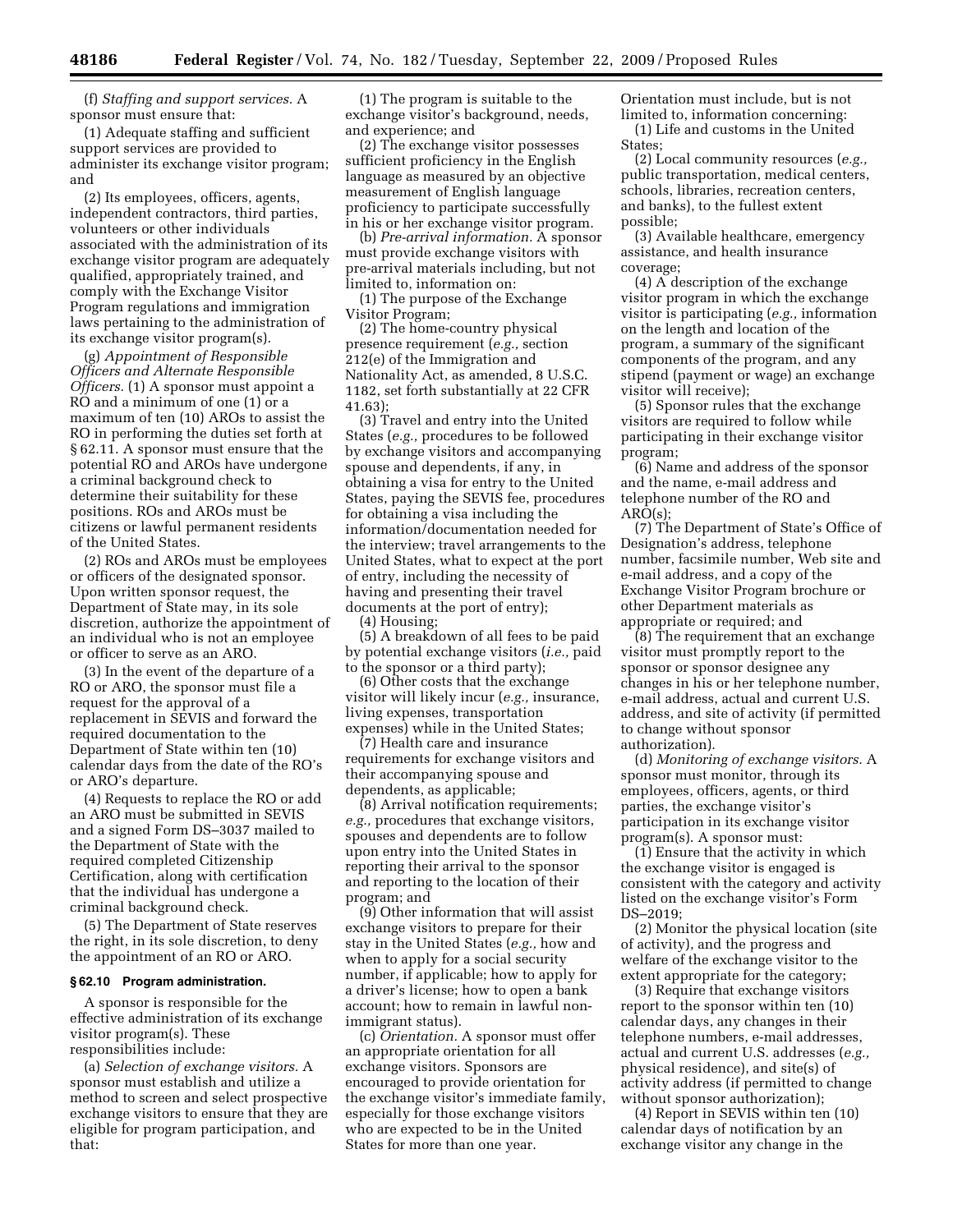(f) *Staffing and support services.* A sponsor must ensure that:

(1) Adequate staffing and sufficient support services are provided to administer its exchange visitor program; and

(2) Its employees, officers, agents, independent contractors, third parties, volunteers or other individuals associated with the administration of its exchange visitor program are adequately qualified, appropriately trained, and comply with the Exchange Visitor Program regulations and immigration laws pertaining to the administration of its exchange visitor program(s).

(g) *Appointment of Responsible Officers and Alternate Responsible Officers.* (1) A sponsor must appoint a RO and a minimum of one (1) or a maximum of ten (10) AROs to assist the RO in performing the duties set forth at § 62.11. A sponsor must ensure that the potential RO and AROs have undergone a criminal background check to determine their suitability for these positions. ROs and AROs must be citizens or lawful permanent residents of the United States.

(2) ROs and AROs must be employees or officers of the designated sponsor. Upon written sponsor request, the Department of State may, in its sole discretion, authorize the appointment of an individual who is not an employee or officer to serve as an ARO.

(3) In the event of the departure of a RO or ARO, the sponsor must file a request for the approval of a replacement in SEVIS and forward the required documentation to the Department of State within ten (10) calendar days from the date of the RO's or ARO's departure.

(4) Requests to replace the RO or add an ARO must be submitted in SEVIS and a signed Form DS–3037 mailed to the Department of State with the required completed Citizenship Certification, along with certification that the individual has undergone a criminal background check.

(5) The Department of State reserves the right, in its sole discretion, to deny the appointment of an RO or ARO.

### § 62.10 Program administration.

A sponsor is responsible for the effective administration of its exchange visitor program(s). These responsibilities include:

(a) *Selection of exchange visitors.* A sponsor must establish and utilize a method to screen and select prospective exchange visitors to ensure that they are eligible for program participation, and that:

(1) The program is suitable to the exchange visitor's background, needs, and experience; and

(2) The exchange visitor possesses sufficient proficiency in the English language as measured by an objective measurement of English language proficiency to participate successfully in his or her exchange visitor program.

(b) *Pre-arrival information.* A sponsor must provide exchange visitors with pre-arrival materials including, but not limited to, information on:

(1) The purpose of the Exchange Visitor Program;

(2) The home-country physical presence requirement (*e.g.,* section 212(e) of the Immigration and Nationality Act, as amended, 8 U.S.C. 1182, set forth substantially at 22 CFR 41.63);

(3) Travel and entry into the United States (*e.g.,* procedures to be followed by exchange visitors and accompanying spouse and dependents, if any, in obtaining a visa for entry to the United States, paying the SEVIS fee, procedures for obtaining a visa including the information/documentation needed for the interview; travel arrangements to the United States, what to expect at the port of entry, including the necessity of having and presenting their travel documents at the port of entry);

(4) Housing;

(5) A breakdown of all fees to be paid by potential exchange visitors (*i.e.,* paid to the sponsor or a third party);

(6) Other costs that the exchange visitor will likely incur (*e.g.,* insurance, living expenses, transportation expenses) while in the United States;

(7) Health care and insurance requirements for exchange visitors and their accompanying spouse and dependents, as applicable;

(8) Arrival notification requirements; *e.g.,* procedures that exchange visitors, spouses and dependents are to follow upon entry into the United States in reporting their arrival to the sponsor and reporting to the location of their program; and

(9) Other information that will assist exchange visitors to prepare for their stay in the United States (*e.g.,* how and when to apply for a social security number, if applicable; how to apply for a driver's license; how to open a bank account; how to remain in lawful non-immigrant status).

(c) *Orientation.* A sponsor must offer an appropriate orientation for all exchange visitors. Sponsors are encouraged to provide orientation for the exchange visitor's immediate family, especially for those exchange visitors who are expected to be in the United States for more than one year. Orientation must include, but is not limited to, information concerning:

(1) Life and customs in the United States;

(2) Local community resources (*e.g.,* public transportation, medical centers, schools, libraries, recreation centers, and banks), to the fullest extent possible;

(3) Available healthcare, emergency assistance, and health insurance coverage;

(4) A description of the exchange visitor program in which the exchange visitor is participating (*e.g.,* information on the length and location of the program, a summary of the significant components of the program, and any stipend (payment or wage) an exchange visitor will receive);

(5) Sponsor rules that the exchange visitors are required to follow while participating in their exchange visitor program;

(6) Name and address of the sponsor and the name, e-mail address and telephone number of the RO and ARO(s);

(7) The Department of State's Office of Designation's address, telephone number, facsimile number, Web site and e-mail address, and a copy of the Exchange Visitor Program brochure or other Department materials as appropriate or required; and

(8) The requirement that an exchange visitor must promptly report to the sponsor or sponsor designee any changes in his or her telephone number, e-mail address, actual and current U.S. address, and site of activity (if permitted to change without sponsor authorization).

(d) *Monitoring of exchange visitors.* A sponsor must monitor, through its employees, officers, agents, or third parties, the exchange visitor's participation in its exchange visitor program(s). A sponsor must:

(1) Ensure that the activity in which the exchange visitor is engaged is consistent with the category and activity listed on the exchange visitor's Form DS–2019;

(2) Monitor the physical location (site of activity), and the progress and welfare of the exchange visitor to the extent appropriate for the category;

(3) Require that exchange visitors report to the sponsor within ten (10) calendar days, any changes in their telephone numbers, e-mail addresses, actual and current U.S. addresses (*e.g.,* physical residence), and site(s) of activity address (if permitted to change without sponsor authorization);

(4) Report in SEVIS within ten (10) calendar days of notification by an exchange visitor any change in the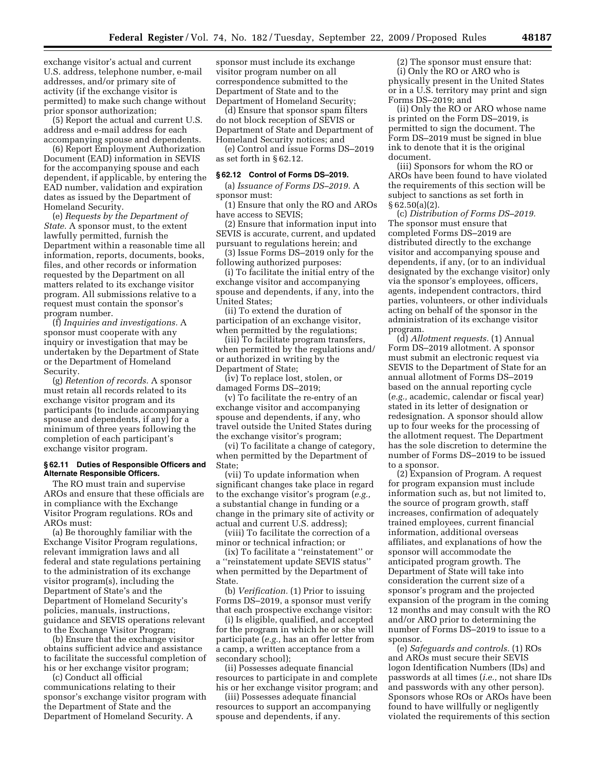exchange visitor's actual and current U.S. address, telephone number, e-mail addresses, and/or primary site of activity (if the exchange visitor is permitted) to make such change without prior sponsor authorization;

(5) Report the actual and current U.S. address and e-mail address for each accompanying spouse and dependents.

(6) Report Employment Authorization Document (EAD) information in SEVIS for the accompanying spouse and each dependent, if applicable, by entering the EAD number, validation and expiration dates as issued by the Department of Homeland Security.

(e) *Requests by the Department of State.* A sponsor must, to the extent lawfully permitted, furnish the Department within a reasonable time all information, reports, documents, books, files, and other records or information requested by the Department on all matters related to its exchange visitor program. All submissions relative to a request must contain the sponsor's program number.

(f) *Inquiries and investigations.* A sponsor must cooperate with any inquiry or investigation that may be undertaken by the Department of State or the Department of Homeland Security.

(g) *Retention of records.* A sponsor must retain all records related to its exchange visitor program and its participants (to include accompanying spouse and dependents, if any) for a minimum of three years following the completion of each participant's exchange visitor program.

**§ 62.11 Duties of Responsible Officers and Alternate Responsible Officers.**

The RO must train and supervise AROs and ensure that these officials are in compliance with the Exchange Visitor Program regulations. ROs and AROs must:

(a) Be thoroughly familiar with the Exchange Visitor Program regulations, relevant immigration laws and all federal and state regulations pertaining to the administration of its exchange visitor program(s), including the Department of State's and the Department of Homeland Security's policies, manuals, instructions, guidance and SEVIS operations relevant to the Exchange Visitor Program;

(b) Ensure that the exchange visitor obtains sufficient advice and assistance to facilitate the successful completion of his or her exchange visitor program;

(c) Conduct all official communications relating to their sponsor's exchange visitor program with the Department of State and the Department of Homeland Security. A sponsor must include its exchange visitor program number on all correspondence submitted to the Department of State and to the Department of Homeland Security;

(d) Ensure that sponsor spam filters do not block reception of SEVIS or Department of State and Department of Homeland Security notices; and

(e) Control and issue Forms DS–2019 as set forth in § 62.12.

**§ 62.12 Control of Forms DS–2019.**

(a) *Issuance of Forms DS–2019.* A sponsor must:

(1) Ensure that only the RO and AROs have access to SEVIS;

(2) Ensure that information input into SEVIS is accurate, current, and updated pursuant to regulations herein; and

(3) Issue Forms DS–2019 only for the following authorized purposes:

(i) To facilitate the initial entry of the exchange visitor and accompanying spouse and dependents, if any, into the United States;

(ii) To extend the duration of participation of an exchange visitor, when permitted by the regulations;

(iii) To facilitate program transfers, when permitted by the regulations and/or authorized in writing by the Department of State;

(iv) To replace lost, stolen, or damaged Forms DS–2019;

(v) To facilitate the re-entry of an exchange visitor and accompanying spouse and dependents, if any, who travel outside the United States during the exchange visitor's program;

(vi) To facilitate a change of category, when permitted by the Department of State;

(vii) To update information when significant changes take place in regard to the exchange visitor's program (*e.g.,* a substantial change in funding or a change in the primary site of activity or actual and current U.S. address);

(viii) To facilitate the correction of a minor or technical infraction; or

(ix) To facilitate a ''reinstatement'' or a ''reinstatement update SEVIS status'' when permitted by the Department of State.

(b) *Verification.* (1) Prior to issuing Forms DS–2019, a sponsor must verify that each prospective exchange visitor:

(i) Is eligible, qualified, and accepted for the program in which he or she will participate (*e.g.,* has an offer letter from a camp, a written acceptance from a secondary school);

(ii) Possesses adequate financial resources to participate in and complete his or her exchange visitor program; and

(iii) Possesses adequate financial resources to support an accompanying spouse and dependents, if any.

(2) The sponsor must ensure that:

(i) Only the RO or ARO who is physically present in the United States or in a U.S. territory may print and sign Forms DS–2019; and

(ii) Only the RO or ARO whose name is printed on the Form DS–2019, is permitted to sign the document. The Form DS–2019 must be signed in blue ink to denote that it is the original document.

(iii) Sponsors for whom the RO or AROs have been found to have violated the requirements of this section will be subject to sanctions as set forth in § 62.50(a)(2).

(c) *Distribution of Forms DS–2019.* The sponsor must ensure that completed Forms DS–2019 are distributed directly to the exchange visitor and accompanying spouse and dependents, if any, (or to an individual designated by the exchange visitor) only via the sponsor's employees, officers, agents, independent contractors, third parties, volunteers, or other individuals acting on behalf of the sponsor in the administration of its exchange visitor program.

(d) *Allotment requests.* (1) Annual Form DS–2019 allotment. A sponsor must submit an electronic request via SEVIS to the Department of State for an annual allotment of Forms DS–2019 based on the annual reporting cycle (*e.g.,* academic, calendar or fiscal year) stated in its letter of designation or redesignation. A sponsor should allow up to four weeks for the processing of the allotment request. The Department has the sole discretion to determine the number of Forms DS–2019 to be issued to a sponsor.

(2) Expansion of Program. A request for program expansion must include information such as, but not limited to, the source of program growth, staff increases, confirmation of adequately trained employees, current financial information, additional overseas affiliates, and explanations of how the sponsor will accommodate the anticipated program growth. The Department of State will take into consideration the current size of a sponsor's program and the projected expansion of the program in the coming 12 months and may consult with the RO and/or ARO prior to determining the number of Forms DS–2019 to issue to a sponsor.

(e) *Safeguards and controls.* (1) ROs and AROs must secure their SEVIS logon Identification Numbers (IDs) and passwords at all times (*i.e.,* not share IDs and passwords with any other person). Sponsors whose ROs or AROs have been found to have willfully or negligently violated the requirements of this section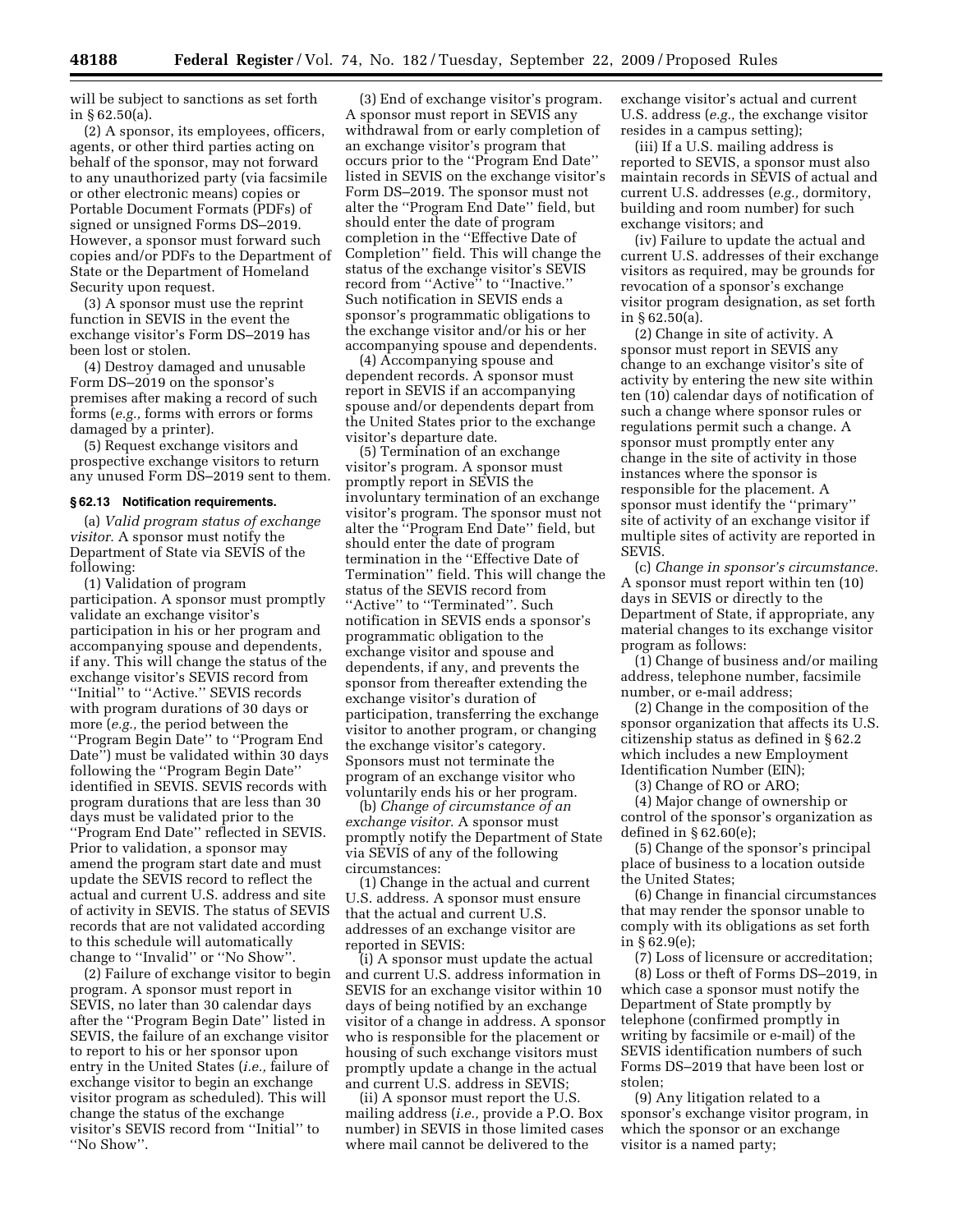will be subject to sanctions as set forth in § 62.50(a).

(2) A sponsor, its employees, officers, agents, or other third parties acting on behalf of the sponsor, may not forward to any unauthorized party (via facsimile or other electronic means) copies or Portable Document Formats (PDFs) of signed or unsigned Forms DS–2019. However, a sponsor must forward such copies and/or PDFs to the Department of State or the Department of Homeland Security upon request.

(3) A sponsor must use the reprint function in SEVIS in the event the exchange visitor's Form DS–2019 has been lost or stolen.

(4) Destroy damaged and unusable Form DS–2019 on the sponsor's premises after making a record of such forms (*e.g.,* forms with errors or forms damaged by a printer).

(5) Request exchange visitors and prospective exchange visitors to return any unused Form DS–2019 sent to them.

**§ 62.13 Notification requirements.**

(a) *Valid program status of exchange visitor.* A sponsor must notify the Department of State via SEVIS of the following:

(1) Validation of program participation. A sponsor must promptly validate an exchange visitor's participation in his or her program and accompanying spouse and dependents, if any. This will change the status of the exchange visitor's SEVIS record from ''Initial'' to ''Active.'' SEVIS records with program durations of 30 days or more (*e.g.,* the period between the ''Program Begin Date'' to ''Program End Date'') must be validated within 30 days following the ''Program Begin Date'' identified in SEVIS. SEVIS records with program durations that are less than 30 days must be validated prior to the ''Program End Date'' reflected in SEVIS. Prior to validation, a sponsor may amend the program start date and must update the SEVIS record to reflect the actual and current U.S. address and site of activity in SEVIS. The status of SEVIS records that are not validated according to this schedule will automatically change to ''Invalid'' or ''No Show''.

(2) Failure of exchange visitor to begin program. A sponsor must report in SEVIS, no later than 30 calendar days after the ''Program Begin Date'' listed in SEVIS, the failure of an exchange visitor to report to his or her sponsor upon entry in the United States (*i.e.,* failure of exchange visitor to begin an exchange visitor program as scheduled). This will change the status of the exchange visitor's SEVIS record from ''Initial'' to ''No Show''.

(3) End of exchange visitor's program. A sponsor must report in SEVIS any withdrawal from or early completion of an exchange visitor's program that occurs prior to the ''Program End Date'' listed in SEVIS on the exchange visitor's Form DS–2019. The sponsor must not alter the ''Program End Date'' field, but should enter the date of program completion in the ''Effective Date of Completion'' field. This will change the status of the exchange visitor's SEVIS record from ''Active'' to ''Inactive.'' Such notification in SEVIS ends a sponsor's programmatic obligations to the exchange visitor and/or his or her accompanying spouse and dependents.

(4) Accompanying spouse and dependent records. A sponsor must report in SEVIS if an accompanying spouse and/or dependents depart from the United States prior to the exchange visitor's departure date.

(5) Termination of an exchange visitor's program. A sponsor must promptly report in SEVIS the involuntary termination of an exchange visitor's program. The sponsor must not alter the ''Program End Date'' field, but should enter the date of program termination in the ''Effective Date of Termination'' field. This will change the status of the SEVIS record from ''Active'' to ''Terminated''. Such notification in SEVIS ends a sponsor's programmatic obligation to the exchange visitor and spouse and dependents, if any, and prevents the sponsor from thereafter extending the exchange visitor's duration of participation, transferring the exchange visitor to another program, or changing the exchange visitor's category. Sponsors must not terminate the program of an exchange visitor who voluntarily ends his or her program.

(b) *Change of circumstance of an exchange visitor.* A sponsor must promptly notify the Department of State via SEVIS of any of the following circumstances:

(1) Change in the actual and current U.S. address. A sponsor must ensure that the actual and current U.S. addresses of an exchange visitor are reported in SEVIS:

(i) A sponsor must update the actual and current U.S. address information in SEVIS for an exchange visitor within 10 days of being notified by an exchange visitor of a change in address. A sponsor who is responsible for the placement or housing of such exchange visitors must promptly update a change in the actual and current U.S. address in SEVIS;

(ii) A sponsor must report the U.S. mailing address (*i.e.,* provide a P.O. Box number) in SEVIS in those limited cases where mail cannot be delivered to the exchange visitor's actual and current U.S. address (*e.g.,* the exchange visitor resides in a campus setting);

(iii) If a U.S. mailing address is reported to SEVIS, a sponsor must also maintain records in SEVIS of actual and current U.S. addresses (*e.g.,* dormitory, building and room number) for such exchange visitors; and

(iv) Failure to update the actual and current U.S. addresses of their exchange visitors as required, may be grounds for revocation of a sponsor's exchange visitor program designation, as set forth in § 62.50(a).

(2) Change in site of activity. A sponsor must report in SEVIS any change to an exchange visitor's site of activity by entering the new site within ten (10) calendar days of notification of such a change where sponsor rules or regulations permit such a change. A sponsor must promptly enter any change in the site of activity in those instances where the sponsor is responsible for the placement. A sponsor must identify the ''primary'' site of activity of an exchange visitor if multiple sites of activity are reported in SEVIS.

(c) *Change in sponsor's circumstance.* A sponsor must report within ten (10) days in SEVIS or directly to the Department of State, if appropriate, any material changes to its exchange visitor program as follows:

(1) Change of business and/or mailing address, telephone number, facsimile number, or e-mail address;

(2) Change in the composition of the sponsor organization that affects its U.S. citizenship status as defined in § 62.2 which includes a new Employment Identification Number (EIN);

(3) Change of RO or ARO;

(4) Major change of ownership or control of the sponsor's organization as defined in § 62.60(e);

(5) Change of the sponsor's principal place of business to a location outside the United States;

(6) Change in financial circumstances that may render the sponsor unable to comply with its obligations as set forth in § 62.9(e);

(7) Loss of licensure or accreditation;

(8) Loss or theft of Forms DS–2019, in which case a sponsor must notify the Department of State promptly by telephone (confirmed promptly in writing by facsimile or e-mail) of the SEVIS identification numbers of such Forms DS–2019 that have been lost or stolen;

(9) Any litigation related to a sponsor's exchange visitor program, in which the sponsor or an exchange visitor is a named party;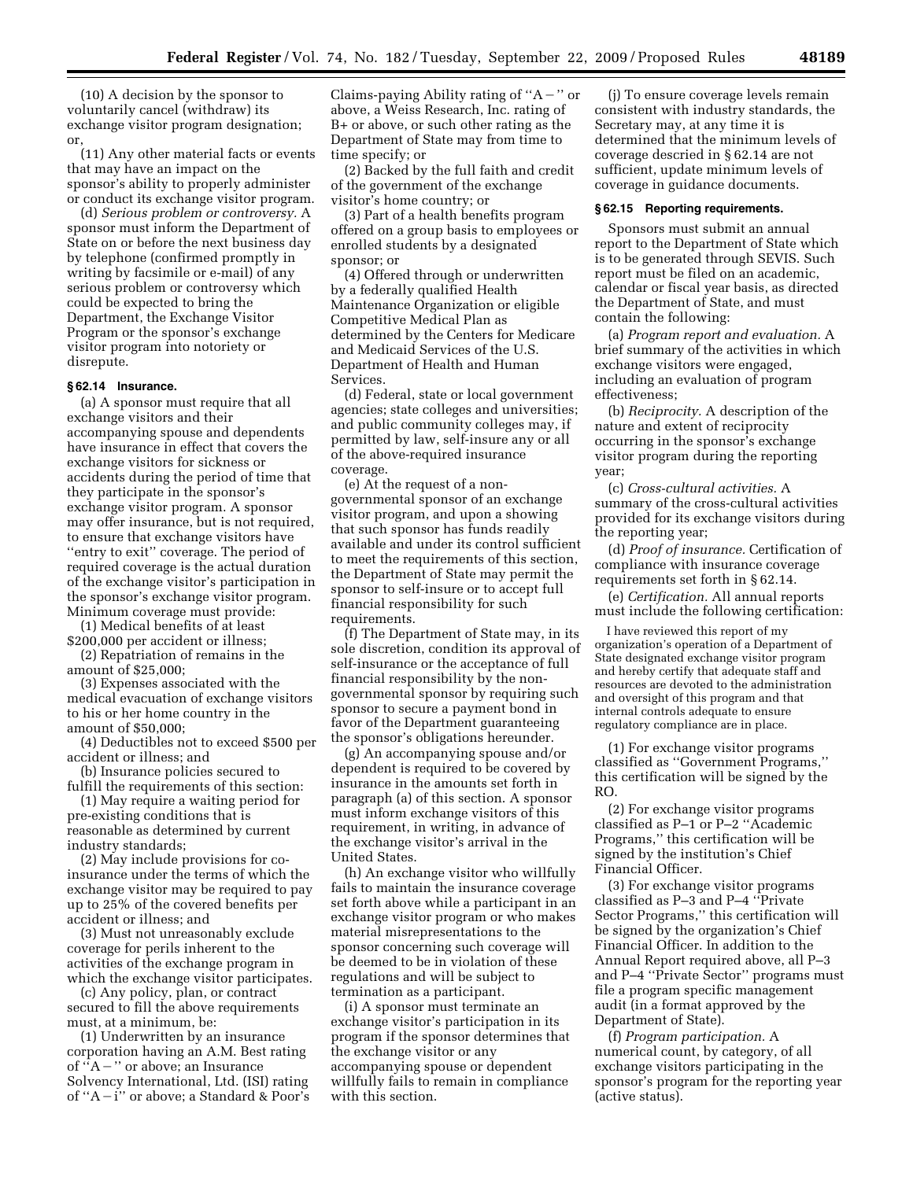(10) A decision by the sponsor to voluntarily cancel (withdraw) its exchange visitor program designation; or,

(11) Any other material facts or events that may have an impact on the sponsor's ability to properly administer or conduct its exchange visitor program.

(d) *Serious problem or controversy.* A sponsor must inform the Department of State on or before the next business day by telephone (confirmed promptly in writing by facsimile or e-mail) of any serious problem or controversy which could be expected to bring the Department, the Exchange Visitor Program or the sponsor's exchange visitor program into notoriety or disrepute.

#### § 62.14 Insurance.

(a) A sponsor must require that all exchange visitors and their accompanying spouse and dependents have insurance in effect that covers the exchange visitors for sickness or accidents during the period of time that they participate in the sponsor's exchange visitor program. A sponsor may offer insurance, but is not required, to ensure that exchange visitors have "entry to exit" coverage. The period of required coverage is the actual duration of the exchange visitor's participation in the sponsor's exchange visitor program. Minimum coverage must provide:

(1) Medical benefits of at least $200,000 per accident or illness;

(2) Repatriation of remains in the amount of $25,000;

(3) Expenses associated with the medical evacuation of exchange visitors to his or her home country in the amount of $50,000;

(4) Deductibles not to exceed $500 per accident or illness; and

(b) Insurance policies secured to fulfill the requirements of this section:

(1) May require a waiting period for pre-existing conditions that is reasonable as determined by current industry standards;

(2) May include provisions for co-insurance under the terms of which the exchange visitor may be required to pay up to 25% of the covered benefits per accident or illness; and

(3) Must not unreasonably exclude coverage for perils inherent to the activities of the exchange program in which the exchange visitor participates.

(c) Any policy, plan, or contract secured to fill the above requirements must, at a minimum, be:

(1) Underwritten by an insurance corporation having an A.M. Best rating of "A−" or above; an Insurance Solvency International, Ltd. (ISI) rating of "A−i" or above; a Standard & Poor's Claims-paying Ability rating of "A−" or above, a Weiss Research, Inc. rating of B+ or above, or such other rating as the Department of State may from time to time specify; or

(2) Backed by the full faith and credit of the government of the exchange visitor's home country; or

(3) Part of a health benefits program offered on a group basis to employees or enrolled students by a designated sponsor; or

(4) Offered through or underwritten by a federally qualified Health Maintenance Organization or eligible Competitive Medical Plan as determined by the Centers for Medicare and Medicaid Services of the U.S. Department of Health and Human Services.

(d) Federal, state or local government agencies; state colleges and universities; and public community colleges may, if permitted by law, self-insure any or all of the above-required insurance coverage.

(e) At the request of a non-governmental sponsor of an exchange visitor program, and upon a showing that such sponsor has funds readily available and under its control sufficient to meet the requirements of this section, the Department of State may permit the sponsor to self-insure or to accept full financial responsibility for such requirements.

(f) The Department of State may, in its sole discretion, condition its approval of self-insurance or the acceptance of full financial responsibility by the non-governmental sponsor by requiring such sponsor to secure a payment bond in favor of the Department guaranteeing the sponsor's obligations hereunder.

(g) An accompanying spouse and/or dependent is required to be covered by insurance in the amounts set forth in paragraph (a) of this section. A sponsor must inform exchange visitors of this requirement, in writing, in advance of the exchange visitor's arrival in the United States.

(h) An exchange visitor who willfully fails to maintain the insurance coverage set forth above while a participant in an exchange visitor program or who makes material misrepresentations to the sponsor concerning such coverage will be deemed to be in violation of these regulations and will be subject to termination as a participant.

(i) A sponsor must terminate an exchange visitor's participation in its program if the sponsor determines that the exchange visitor or any accompanying spouse or dependent willfully fails to remain in compliance with this section.

(j) To ensure coverage levels remain consistent with industry standards, the Secretary may, at any time it is determined that the minimum levels of coverage descried in § 62.14 are not sufficient, update minimum levels of coverage in guidance documents.

#### § 62.15 Reporting requirements.

Sponsors must submit an annual report to the Department of State which is to be generated through SEVIS. Such report must be filed on an academic, calendar or fiscal year basis, as directed the Department of State, and must contain the following:

(a) *Program report and evaluation.* A brief summary of the activities in which exchange visitors were engaged, including an evaluation of program effectiveness;

(b) *Reciprocity.* A description of the nature and extent of reciprocity occurring in the sponsor's exchange visitor program during the reporting year;

(c) *Cross-cultural activities.* A summary of the cross-cultural activities provided for its exchange visitors during the reporting year;

(d) *Proof of insurance.* Certification of compliance with insurance coverage requirements set forth in § 62.14.

(e) *Certification.* All annual reports must include the following certification:

> I have reviewed this report of my organization's operation of a Department of State designated exchange visitor program and hereby certify that adequate staff and resources are devoted to the administration and oversight of this program and that internal controls adequate to ensure regulatory compliance are in place.

(1) For exchange visitor programs classified as "Government Programs," this certification will be signed by the RO.

(2) For exchange visitor programs classified as P–1 or P–2 "Academic Programs," this certification will be signed by the institution's Chief Financial Officer.

(3) For exchange visitor programs classified as P–3 and P–4 "Private Sector Programs," this certification will be signed by the organization's Chief Financial Officer. In addition to the Annual Report required above, all P–3 and P–4 "Private Sector" programs must file a program specific management audit (in a format approved by the Department of State).

(f) *Program participation.* A numerical count, by category, of all exchange visitors participating in the sponsor's program for the reporting year (active status).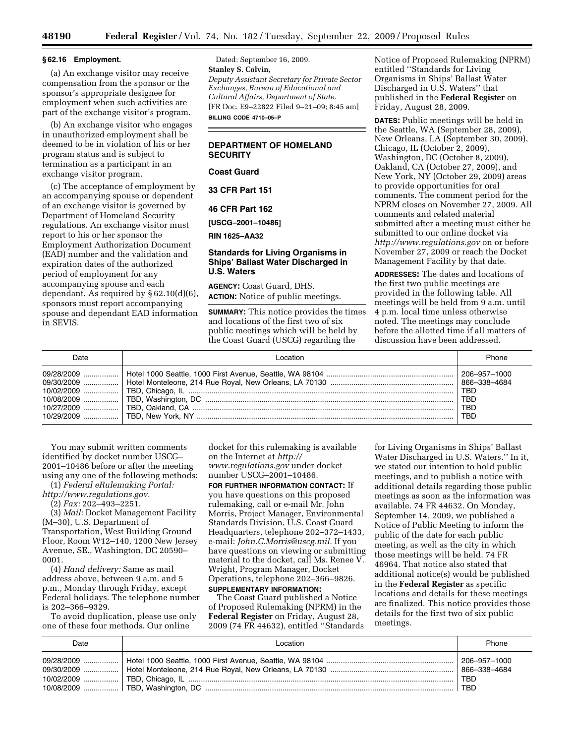### § 62.16 Employment.

(a) An exchange visitor may receive compensation from the sponsor or the sponsor's appropriate designee for employment when such activities are part of the exchange visitor's program.

(b) An exchange visitor who engages in unauthorized employment shall be deemed to be in violation of his or her program status and is subject to termination as a participant in an exchange visitor program.

(c) The acceptance of employment by an accompanying spouse or dependent of an exchange visitor is governed by Department of Homeland Security regulations. An exchange visitor must report to his or her sponsor the Employment Authorization Document (EAD) number and the validation and expiration dates of the authorized period of employment for any accompanying spouse and each dependant. As required by § 62.10(d)(6), sponsors must report accompanying spouse and dependant EAD information in SEVIS.

Dated: September 16, 2009.

**Stanley S. Colvin,**

*Deputy Assistant Secretary for Private Sector Exchanges, Bureau of Educational and Cultural Affairs, Department of State.*

[FR Doc. E9–22822 Filed 9–21–09; 8:45 am]

**BILLING CODE 4710–05–P**

---

## DEPARTMENT OF HOMELAND SECURITY

### Coast Guard

### 33 CFR Part 151

### 46 CFR Part 162

**[USCG–2001–10486]**

**RIN 1625–AA32**

## Standards for Living Organisms in Ships' Ballast Water Discharged in U.S. Waters

**AGENCY:** Coast Guard, DHS.

**ACTION:** Notice of public meetings.

**SUMMARY:** This notice provides the times and locations of the first two of six public meetings which will be held by the Coast Guard (USCG) regarding the Notice of Proposed Rulemaking (NPRM) entitled ''Standards for Living Organisms in Ships' Ballast Water Discharged in U.S. Waters'' that published in the **Federal Register** on Friday, August 28, 2009.

**DATES:** Public meetings will be held in the Seattle, WA (September 28, 2009), New Orleans, LA (September 30, 2009), Chicago, IL (October 2, 2009), Washington, DC (October 8, 2009), Oakland, CA (October 27, 2009), and New York, NY (October 29, 2009) areas to provide opportunities for oral comments. The comment period for the NPRM closes on November 27, 2009. All comments and related material submitted after a meeting must either be submitted to our online docket via *http://www.regulations.gov* on or before November 27, 2009 or reach the Docket Management Facility by that date.

**ADDRESSES:** The dates and locations of the first two public meetings are provided in the following table. All meetings will be held from 9 a.m. until 4 p.m. local time unless otherwise noted. The meetings may conclude before the allotted time if all matters of discussion have been addressed.

| Date | Location | Phone |
|---|---|---|
| 09/28/2009 | Hotel 1000 Seattle, 1000 First Avenue, Seattle, WA 98104 | 206–957–1000 |
| 09/30/2009 | Hotel Monteleone, 214 Rue Royal, New Orleans, LA 70130 | 866–338–4684 |
| 10/02/2009 | TBD, Chicago, IL | TBD |
| 10/08/2009 | TBD, Washington, DC | TBD |
| 10/27/2009 | TBD, Oakland, CA | TBD |
| 10/29/2009 | TBD, New York, NY | TBD |

You may submit written comments identified by docket number USCG–2001–10486 before or after the meeting using any one of the following methods:

(1) *Federal eRulemaking Portal: http://www.regulations.gov*.

(2) *Fax:* 202–493–2251.

(3) *Mail:* Docket Management Facility (M–30), U.S. Department of Transportation, West Building Ground Floor, Room W12–140, 1200 New Jersey Avenue, SE., Washington, DC 20590–0001.

(4) *Hand delivery:* Same as mail address above, between 9 a.m. and 5 p.m., Monday through Friday, except Federal holidays. The telephone number is 202–366–9329.

To avoid duplication, please use only one of these four methods. Our online docket for this rulemaking is available on the Internet at *http://www.regulations.gov* under docket number USCG–2001–10486.

**FOR FURTHER INFORMATION CONTACT:** If you have questions on this proposed rulemaking, call or e-mail Mr. John Morris, Project Manager, Environmental Standards Division, U.S. Coast Guard Headquarters, telephone 202–372–1433, e-mail: *John.C.Morris@uscg.mil.* If you have questions on viewing or submitting material to the docket, call Ms. Renee V. Wright, Program Manager, Docket Operations, telephone 202–366–9826.

**SUPPLEMENTARY INFORMATION:**

The Coast Guard published a Notice of Proposed Rulemaking (NPRM) in the **Federal Register** on Friday, August 28, 2009 (74 FR 44632), entitled ''Standards for Living Organisms in Ships' Ballast Water Discharged in U.S. Waters.'' In it, we stated our intention to hold public meetings, and to publish a notice with additional details regarding those public meetings as soon as the information was available. 74 FR 44632. On Monday, September 14, 2009, we published a Notice of Public Meeting to inform the public of the date for each public meeting, as well as the city in which those meetings will be held. 74 FR 46964. That notice also stated that additional notice(s) would be published in the **Federal Register** as specific locations and details for these meetings are finalized. This notice provides those details for the first two of six public meetings.

| Date | Location | Phone |
|---|---|---|
| 09/28/2009 | Hotel 1000 Seattle, 1000 First Avenue, Seattle, WA 98104 | 206–957–1000 |
| 09/30/2009 | Hotel Monteleone, 214 Rue Royal, New Orleans, LA 70130 | 866–338–4684 |
| 10/02/2009 | TBD, Chicago, IL | TBD |
| 10/08/2009 | TBD, Washington, DC | TBD |